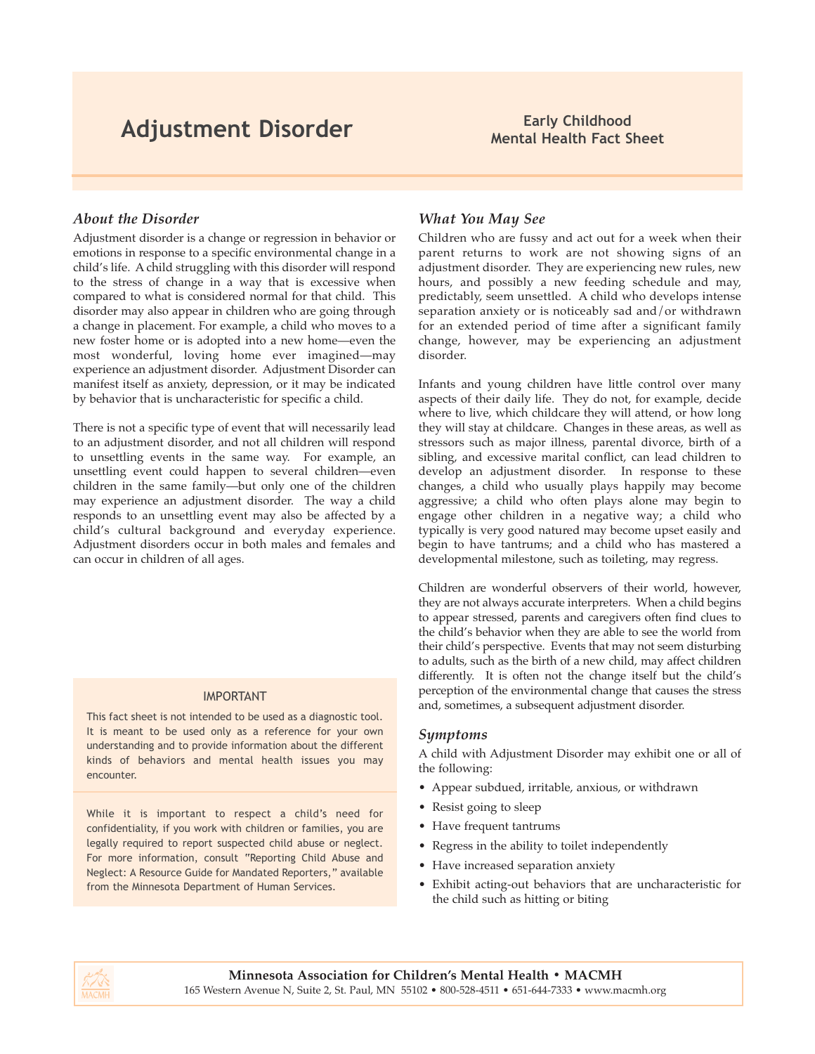# Adjustment Disorder

**Early Childhood Mental Health Fact Sheet**

### *About the Disorder*

Adjustment disorder is a change or regression in behavior or emotions in response to a specific environmental change in a child's life. A child struggling with this disorder will respond to the stress of change in a way that is excessive when compared to what is considered normal for that child. This disorder may also appear in children who are going through a change in placement. For example, a child who moves to a new foster home or is adopted into a new home—even the most wonderful, loving home ever imagined—may experience an adjustment disorder. Adjustment Disorder can manifest itself as anxiety, depression, or it may be indicated by behavior that is uncharacteristic for specific a child.

There is not a specific type of event that will necessarily lead to an adjustment disorder, and not all children will respond to unsettling events in the same way. For example, an unsettling event could happen to several children—even children in the same family—but only one of the children may experience an adjustment disorder. The way a child responds to an unsettling event may also be affected by a child's cultural background and everyday experience. Adjustment disorders occur in both males and females and can occur in children of all ages.

> IMPORTANT
>
> This fact sheet is not intended to be used as a diagnostic tool. It is meant to be used only as a reference for your own understanding and to provide information about the different kinds of behaviors and mental health issues you may encounter.
>
> While it is important to respect a child's need for confidentiality, if you work with children or families, you are legally required to report suspected child abuse or neglect. For more information, consult "Reporting Child Abuse and Neglect: A Resource Guide for Mandated Reporters," available from the Minnesota Department of Human Services.

### *What You May See*

Children who are fussy and act out for a week when their parent returns to work are not showing signs of an adjustment disorder. They are experiencing new rules, new hours, and possibly a new feeding schedule and may, predictably, seem unsettled. A child who develops intense separation anxiety or is noticeably sad and/or withdrawn for an extended period of time after a significant family change, however, may be experiencing an adjustment disorder.

Infants and young children have little control over many aspects of their daily life. They do not, for example, decide where to live, which childcare they will attend, or how long they will stay at childcare. Changes in these areas, as well as stressors such as major illness, parental divorce, birth of a sibling, and excessive marital conflict, can lead children to develop an adjustment disorder. In response to these changes, a child who usually plays happily may become aggressive; a child who often plays alone may begin to engage other children in a negative way; a child who typically is very good natured may become upset easily and begin to have tantrums; and a child who has mastered a developmental milestone, such as toileting, may regress.

Children are wonderful observers of their world, however, they are not always accurate interpreters. When a child begins to appear stressed, parents and caregivers often find clues to the child's behavior when they are able to see the world from their child's perspective. Events that may not seem disturbing to adults, such as the birth of a new child, may affect children differently. It is often not the change itself but the child's perception of the environmental change that causes the stress and, sometimes, a subsequent adjustment disorder.

### *Symptoms*

A child with Adjustment Disorder may exhibit one or all of the following:

- Appear subdued, irritable, anxious, or withdrawn
- Resist going to sleep
- Have frequent tantrums
- Regress in the ability to toilet independently
- Have increased separation anxiety
- Exhibit acting-out behaviors that are uncharacteristic for the child such as hitting or biting

**Minnesota Association for Children's Mental Health • MACMH**
165 Western Avenue N, Suite 2, St. Paul, MN 55102 • 800-528-4511 • 651-644-7333 • www.macmh.org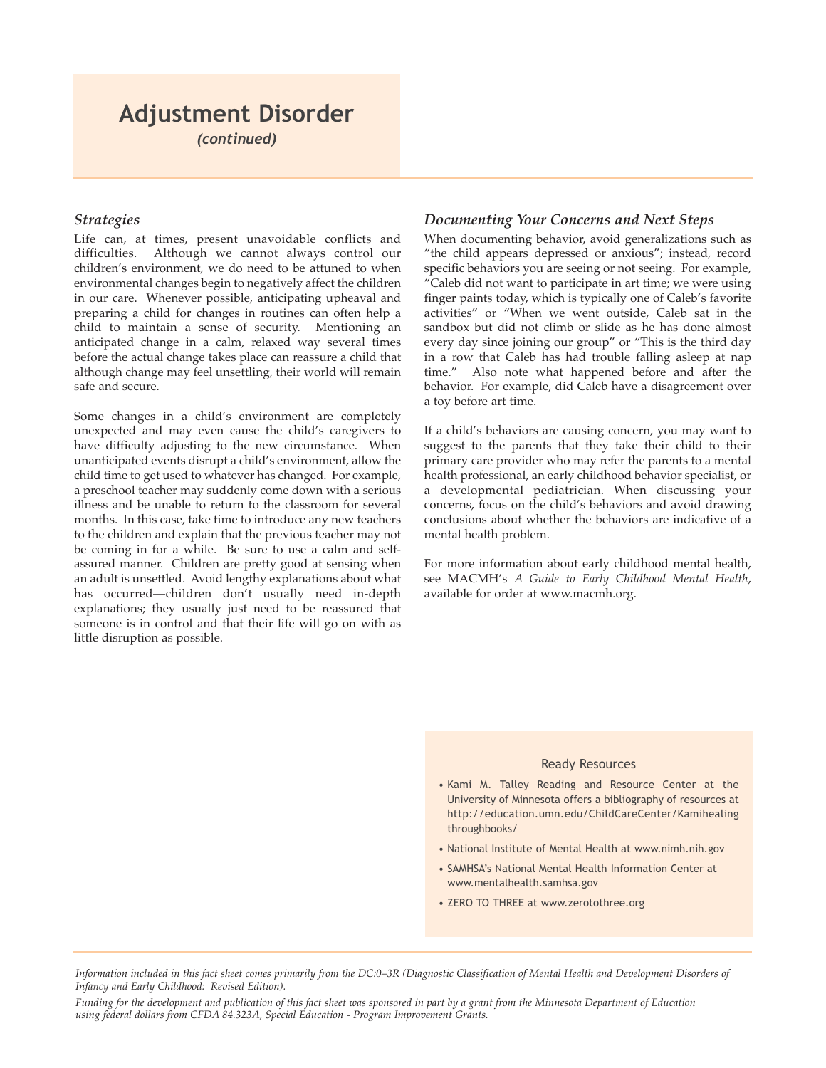# Adjustment Disorder

*(continued)*

### *Strategies*

Life can, at times, present unavoidable conflicts and difficulties. Although we cannot always control our children's environment, we do need to be attuned to when environmental changes begin to negatively affect the children in our care. Whenever possible, anticipating upheaval and preparing a child for changes in routines can often help a child to maintain a sense of security. Mentioning an anticipated change in a calm, relaxed way several times before the actual change takes place can reassure a child that although change may feel unsettling, their world will remain safe and secure.

Some changes in a child's environment are completely unexpected and may even cause the child's caregivers to have difficulty adjusting to the new circumstance. When unanticipated events disrupt a child's environment, allow the child time to get used to whatever has changed. For example, a preschool teacher may suddenly come down with a serious illness and be unable to return to the classroom for several months. In this case, take time to introduce any new teachers to the children and explain that the previous teacher may not be coming in for a while. Be sure to use a calm and self-assured manner. Children are pretty good at sensing when an adult is unsettled. Avoid lengthy explanations about what has occurred—children don't usually need in-depth explanations; they usually just need to be reassured that someone is in control and that their life will go on with as little disruption as possible.

### *Documenting Your Concerns and Next Steps*

When documenting behavior, avoid generalizations such as "the child appears depressed or anxious"; instead, record specific behaviors you are seeing or not seeing. For example, "Caleb did not want to participate in art time; we were using finger paints today, which is typically one of Caleb's favorite activities" or "When we went outside, Caleb sat in the sandbox but did not climb or slide as he has done almost every day since joining our group" or "This is the third day in a row that Caleb has had trouble falling asleep at nap time." Also note what happened before and after the behavior. For example, did Caleb have a disagreement over a toy before art time.

If a child's behaviors are causing concern, you may want to suggest to the parents that they take their child to their primary care provider who may refer the parents to a mental health professional, an early childhood behavior specialist, or a developmental pediatrician. When discussing your concerns, focus on the child's behaviors and avoid drawing conclusions about whether the behaviors are indicative of a mental health problem.

For more information about early childhood mental health, see MACMH's *A Guide to Early Childhood Mental Health*, available for order at www.macmh.org.

#### Ready Resources

- Kami M. Talley Reading and Resource Center at the University of Minnesota offers a bibliography of resources at http://education.umn.edu/ChildCareCenter/Kamihealingthroughbooks/
- National Institute of Mental Health at www.nimh.nih.gov
- SAMHSA's National Mental Health Information Center at www.mentalhealth.samhsa.gov
- ZERO TO THREE at www.zerotothree.org

*Information included in this fact sheet comes primarily from the DC:0–3R (Diagnostic Classification of Mental Health and Development Disorders of Infancy and Early Childhood: Revised Edition).*

*Funding for the development and publication of this fact sheet was sponsored in part by a grant from the Minnesota Department of Education using federal dollars from CFDA 84.323A, Special Education - Program Improvement Grants.*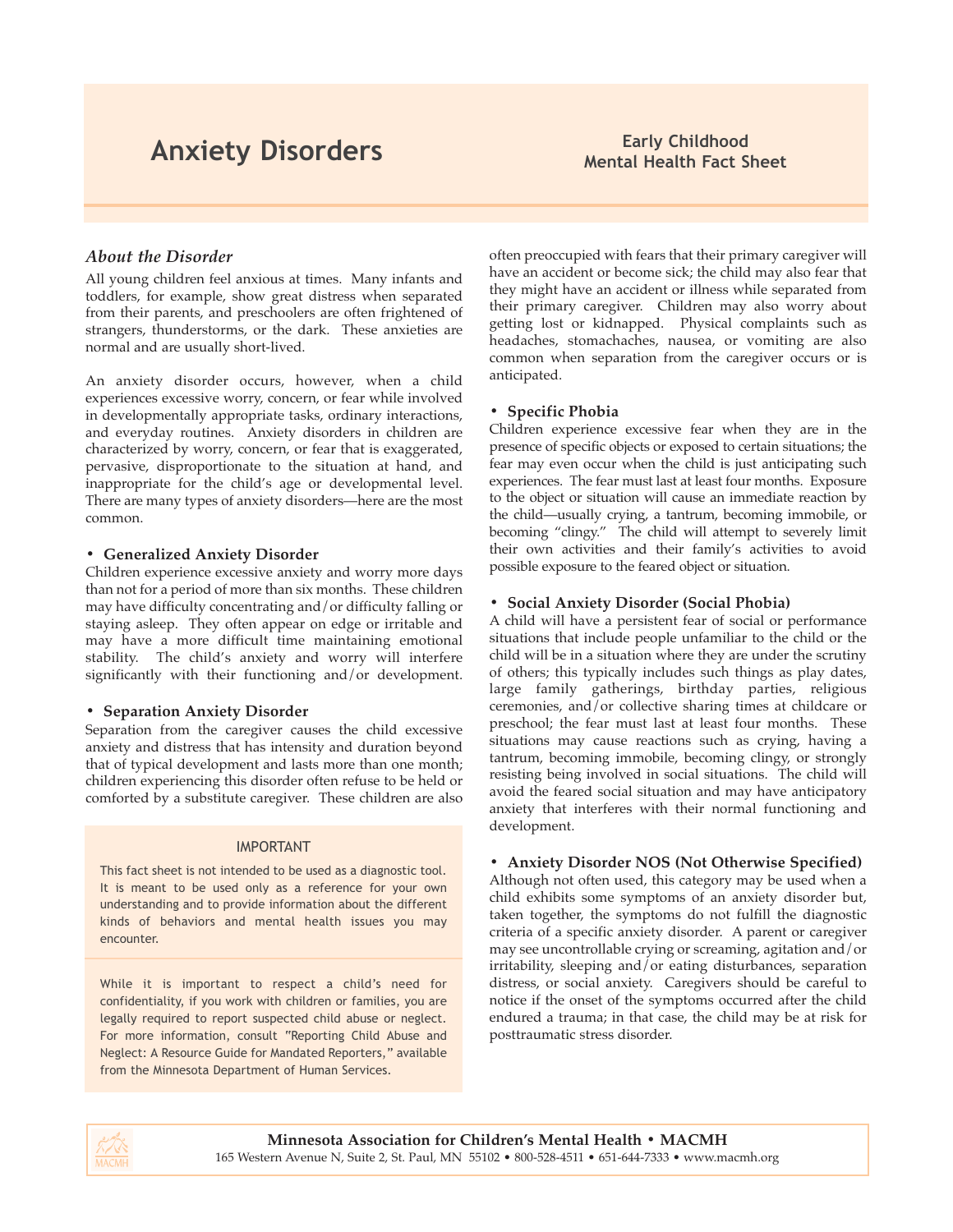# Anxiety Disorders

**Early Childhood Mental Health Fact Sheet**

## *About the Disorder*

All young children feel anxious at times. Many infants and toddlers, for example, show great distress when separated from their parents, and preschoolers are often frightened of strangers, thunderstorms, or the dark. These anxieties are normal and are usually short-lived.

An anxiety disorder occurs, however, when a child experiences excessive worry, concern, or fear while involved in developmentally appropriate tasks, ordinary interactions, and everyday routines. Anxiety disorders in children are characterized by worry, concern, or fear that is exaggerated, pervasive, disproportionate to the situation at hand, and inappropriate for the child's age or developmental level. There are many types of anxiety disorders—here are the most common.

- **Generalized Anxiety Disorder**

Children experience excessive anxiety and worry more days than not for a period of more than six months. These children may have difficulty concentrating and/or difficulty falling or staying asleep. They often appear on edge or irritable and may have a more difficult time maintaining emotional stability. The child's anxiety and worry will interfere significantly with their functioning and/or development.

- **Separation Anxiety Disorder**

Separation from the caregiver causes the child excessive anxiety and distress that has intensity and duration beyond that of typical development and lasts more than one month; children experiencing this disorder often refuse to be held or comforted by a substitute caregiver. These children are also often preoccupied with fears that their primary caregiver will have an accident or become sick; the child may also fear that they might have an accident or illness while separated from their primary caregiver. Children may also worry about getting lost or kidnapped. Physical complaints such as headaches, stomachaches, nausea, or vomiting are also common when separation from the caregiver occurs or is anticipated.

- **Specific Phobia**

Children experience excessive fear when they are in the presence of specific objects or exposed to certain situations; the fear may even occur when the child is just anticipating such experiences. The fear must last at least four months. Exposure to the object or situation will cause an immediate reaction by the child—usually crying, a tantrum, becoming immobile, or becoming "clingy." The child will attempt to severely limit their own activities and their family's activities to avoid possible exposure to the feared object or situation.

- **Social Anxiety Disorder (Social Phobia)**

A child will have a persistent fear of social or performance situations that include people unfamiliar to the child or the child will be in a situation where they are under the scrutiny of others; this typically includes such things as play dates, large family gatherings, birthday parties, religious ceremonies, and/or collective sharing times at childcare or preschool; the fear must last at least four months. These situations may cause reactions such as crying, having a tantrum, becoming immobile, becoming clingy, or strongly resisting being involved in social situations. The child will avoid the feared social situation and may have anticipatory anxiety that interferes with their normal functioning and development.

- **Anxiety Disorder NOS (Not Otherwise Specified)**

Although not often used, this category may be used when a child exhibits some symptoms of an anxiety disorder but, taken together, the symptoms do not fulfill the diagnostic criteria of a specific anxiety disorder. A parent or caregiver may see uncontrollable crying or screaming, agitation and/or irritability, sleeping and/or eating disturbances, separation distress, or social anxiety. Caregivers should be careful to notice if the onset of the symptoms occurred after the child endured a trauma; in that case, the child may be at risk for posttraumatic stress disorder.

**IMPORTANT**

This fact sheet is not intended to be used as a diagnostic tool. It is meant to be used only as a reference for your own understanding and to provide information about the different kinds of behaviors and mental health issues you may encounter.

While it is important to respect a child's need for confidentiality, if you work with children or families, you are legally required to report suspected child abuse or neglect. For more information, consult "Reporting Child Abuse and Neglect: A Resource Guide for Mandated Reporters," available from the Minnesota Department of Human Services.

**Minnesota Association for Children's Mental Health • MACMH**
165 Western Avenue N, Suite 2, St. Paul, MN 55102 • 800-528-4511 • 651-644-7333 • www.macmh.org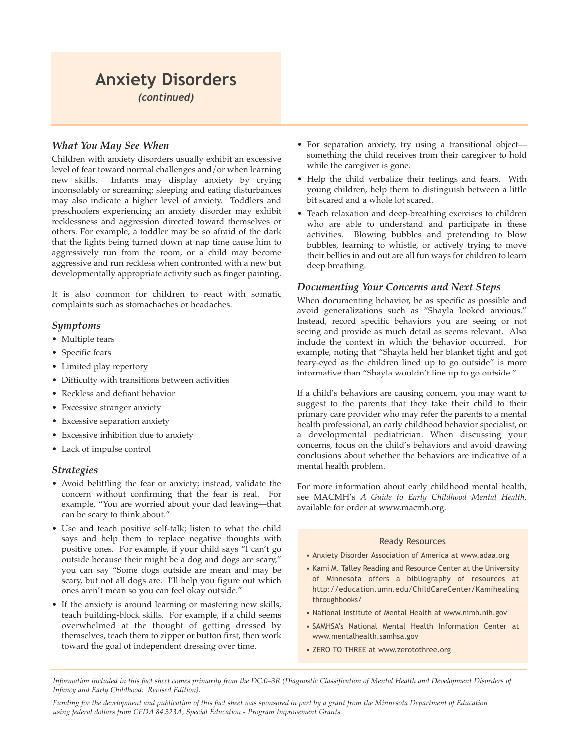# Anxiety Disorders
*(continued)*

### *What You May See When*

Children with anxiety disorders usually exhibit an excessive level of fear toward normal challenges and/or when learning new skills. Infants may display anxiety by crying inconsolably or screaming; sleeping and eating disturbances may also indicate a higher level of anxiety. Toddlers and preschoolers experiencing an anxiety disorder may exhibit recklessness and aggression directed toward themselves or others. For example, a toddler may be so afraid of the dark that the lights being turned down at nap time cause him to aggressively run from the room, or a child may become aggressive and run reckless when confronted with a new but developmentally appropriate activity such as finger painting.

It is also common for children to react with somatic complaints such as stomachaches or headaches.

### *Symptoms*

- Multiple fears
- Specific fears
- Limited play repertory
- Difficulty with transitions between activities
- Reckless and defiant behavior
- Excessive stranger anxiety
- Excessive separation anxiety
- Excessive inhibition due to anxiety
- Lack of impulse control

### *Strategies*

- Avoid belittling the fear or anxiety; instead, validate the concern without confirming that the fear is real. For example, "You are worried about your dad leaving—that can be scary to think about."
- Use and teach positive self-talk; listen to what the child says and help them to replace negative thoughts with positive ones. For example, if your child says "I can't go outside because their might be a dog and dogs are scary," you can say "Some dogs outside are mean and may be scary, but not all dogs are. I'll help you figure out which ones aren't mean so you can feel okay outside."
- If the anxiety is around learning or mastering new skills, teach building-block skills. For example, if a child seems overwhelmed at the thought of getting dressed by themselves, teach them to zipper or button first, then work toward the goal of independent dressing over time.
- For separation anxiety, try using a transitional object—something the child receives from their caregiver to hold while the caregiver is gone.
- Help the child verbalize their feelings and fears. With young children, help them to distinguish between a little bit scared and a whole lot scared.
- Teach relaxation and deep-breathing exercises to children who are able to understand and participate in these activities. Blowing bubbles and pretending to blow bubbles, learning to whistle, or actively trying to move their bellies in and out are all fun ways for children to learn deep breathing.

### *Documenting Your Concerns and Next Steps*

When documenting behavior, be as specific as possible and avoid generalizations such as "Shayla looked anxious." Instead, record specific behaviors you are seeing or not seeing and provide as much detail as seems relevant. Also include the context in which the behavior occurred. For example, noting that "Shayla held her blanket tight and got teary-eyed as the children lined up to go outside" is more informative than "Shayla wouldn't line up to go outside."

If a child's behaviors are causing concern, you may want to suggest to the parents that they take their child to their primary care provider who may refer the parents to a mental health professional, an early childhood behavior specialist, or a developmental pediatrician. When discussing your concerns, focus on the child's behaviors and avoid drawing conclusions about whether the behaviors are indicative of a mental health problem.

For more information about early childhood mental health, see MACMH's *A Guide to Early Childhood Mental Health*, available for order at www.macmh.org.

#### Ready Resources

- Anxiety Disorder Association of America at www.adaa.org
- Kami M. Talley Reading and Resource Center at the University of Minnesota offers a bibliography of resources at http://education.umn.edu/ChildCareCenter/Kamihealing throughbooks/
- National Institute of Mental Health at www.nimh.nih.gov
- SAMHSA's National Mental Health Information Center at www.mentalhealth.samhsa.gov
- ZERO TO THREE at www.zerotothree.org

*Information included in this fact sheet comes primarily from the DC:0–3R (Diagnostic Classification of Mental Health and Development Disorders of Infancy and Early Childhood: Revised Edition).*

*Funding for the development and publication of this fact sheet was sponsored in part by a grant from the Minnesota Department of Education using federal dollars from CFDA 84.323A, Special Education - Program Improvement Grants.*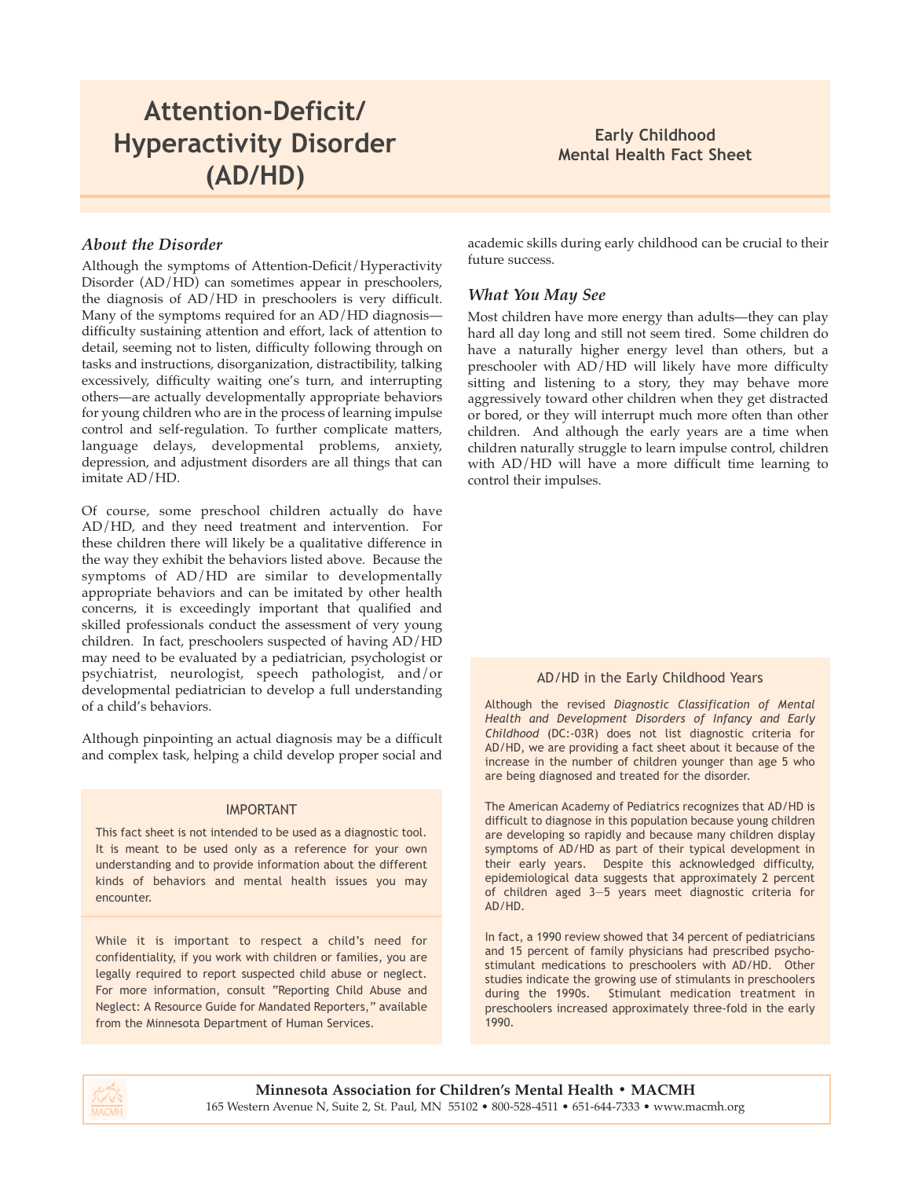# Attention-Deficit/Hyperactivity Disorder (AD/HD)

**Early Childhood Mental Health Fact Sheet**

### *About the Disorder*

Although the symptoms of Attention-Deficit/Hyperactivity Disorder (AD/HD) can sometimes appear in preschoolers, the diagnosis of AD/HD in preschoolers is very difficult. Many of the symptoms required for an AD/HD diagnosis—difficulty sustaining attention and effort, lack of attention to detail, seeming not to listen, difficulty following through on tasks and instructions, disorganization, distractibility, talking excessively, difficulty waiting one's turn, and interrupting others—are actually developmentally appropriate behaviors for young children who are in the process of learning impulse control and self-regulation. To further complicate matters, language delays, developmental problems, anxiety, depression, and adjustment disorders are all things that can imitate AD/HD.

Of course, some preschool children actually do have AD/HD, and they need treatment and intervention. For these children there will likely be a qualitative difference in the way they exhibit the behaviors listed above. Because the symptoms of AD/HD are similar to developmentally appropriate behaviors and can be imitated by other health concerns, it is exceedingly important that qualified and skilled professionals conduct the assessment of very young children. In fact, preschoolers suspected of having AD/HD may need to be evaluated by a pediatrician, psychologist or psychiatrist, neurologist, speech pathologist, and/or developmental pediatrician to develop a full understanding of a child's behaviors.

Although pinpointing an actual diagnosis may be a difficult and complex task, helping a child develop proper social and academic skills during early childhood can be crucial to their future success.

### *What You May See*

Most children have more energy than adults—they can play hard all day long and still not seem tired. Some children do have a naturally higher energy level than others, but a preschooler with AD/HD will likely have more difficulty sitting and listening to a story, they may behave more aggressively toward other children when they get distracted or bored, or they will interrupt much more often than other children. And although the early years are a time when children naturally struggle to learn impulse control, children with AD/HD will have a more difficult time learning to control their impulses.

#### IMPORTANT

This fact sheet is not intended to be used as a diagnostic tool. It is meant to be used only as a reference for your own understanding and to provide information about the different kinds of behaviors and mental health issues you may encounter.

While it is important to respect a child's need for confidentiality, if you work with children or families, you are legally required to report suspected child abuse or neglect. For more information, consult "Reporting Child Abuse and Neglect: A Resource Guide for Mandated Reporters," available from the Minnesota Department of Human Services.

#### AD/HD in the Early Childhood Years

Although the revised *Diagnostic Classification of Mental Health and Development Disorders of Infancy and Early Childhood* (DC:-03R) does not list diagnostic criteria for AD/HD, we are providing a fact sheet about it because of the increase in the number of children younger than age 5 who are being diagnosed and treated for the disorder.

The American Academy of Pediatrics recognizes that AD/HD is difficult to diagnose in this population because young children are developing so rapidly and because many children display symptoms of AD/HD as part of their typical development in their early years. Despite this acknowledged difficulty, epidemiological data suggests that approximately 2 percent of children aged 3—5 years meet diagnostic criteria for AD/HD.

In fact, a 1990 review showed that 34 percent of pediatricians and 15 percent of family physicians had prescribed psycho-stimulant medications to preschoolers with AD/HD. Other studies indicate the growing use of stimulants in preschoolers during the 1990s. Stimulant medication treatment in preschoolers increased approximately three-fold in the early 1990.

**Minnesota Association for Children's Mental Health • MACMH**
165 Western Avenue N, Suite 2, St. Paul, MN 55102 • 800-528-4511 • 651-644-7333 • www.macmh.org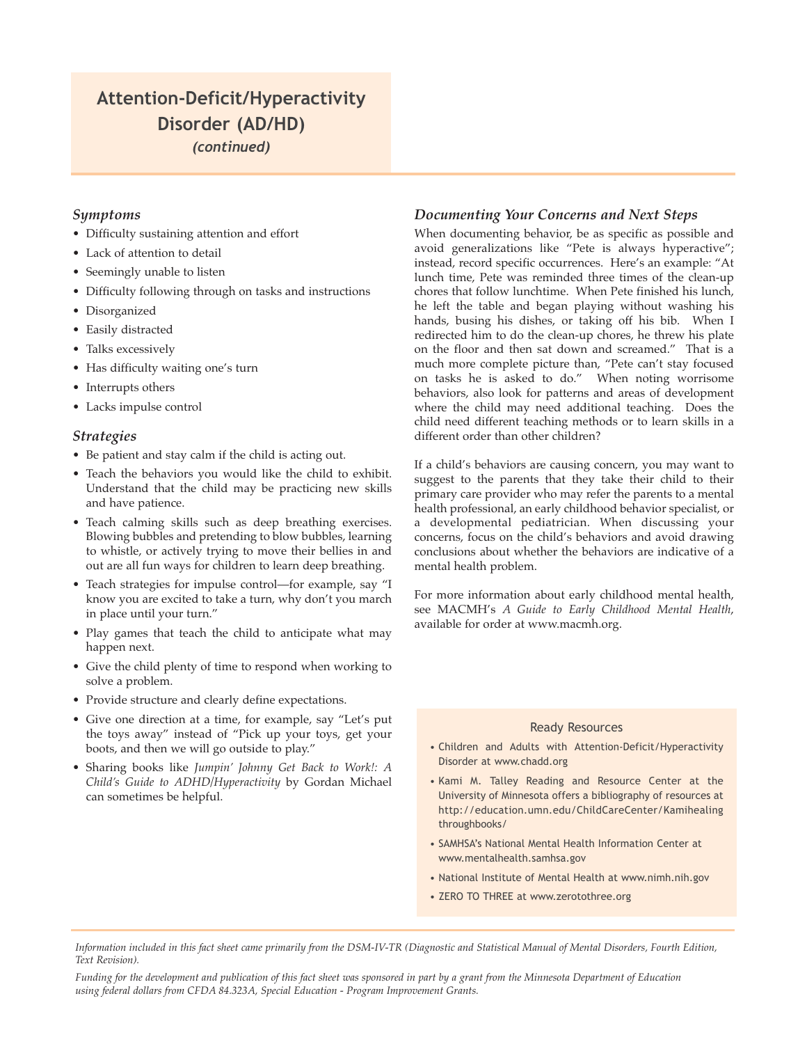# Attention-Deficit/Hyperactivity Disorder (AD/HD)

*(continued)*

### *Symptoms*

- Difficulty sustaining attention and effort
- Lack of attention to detail
- Seemingly unable to listen
- Difficulty following through on tasks and instructions
- Disorganized
- Easily distracted
- Talks excessively
- Has difficulty waiting one's turn
- Interrupts others
- Lacks impulse control

### *Strategies*

- Be patient and stay calm if the child is acting out.
- Teach the behaviors you would like the child to exhibit. Understand that the child may be practicing new skills and have patience.
- Teach calming skills such as deep breathing exercises. Blowing bubbles and pretending to blow bubbles, learning to whistle, or actively trying to move their bellies in and out are all fun ways for children to learn deep breathing.
- Teach strategies for impulse control—for example, say "I know you are excited to take a turn, why don't you march in place until your turn."
- Play games that teach the child to anticipate what may happen next.
- Give the child plenty of time to respond when working to solve a problem.
- Provide structure and clearly define expectations.
- Give one direction at a time, for example, say "Let's put the toys away" instead of "Pick up your toys, get your boots, and then we will go outside to play."
- Sharing books like *Jumpin' Johnny Get Back to Work!: A Child's Guide to ADHD/Hyperactivity* by Gordan Michael can sometimes be helpful.

### *Documenting Your Concerns and Next Steps*

When documenting behavior, be as specific as possible and avoid generalizations like "Pete is always hyperactive"; instead, record specific occurrences. Here's an example: "At lunch time, Pete was reminded three times of the clean-up chores that follow lunchtime. When Pete finished his lunch, he left the table and began playing without washing his hands, busing his dishes, or taking off his bib. When I redirected him to do the clean-up chores, he threw his plate on the floor and then sat down and screamed." That is a much more complete picture than, "Pete can't stay focused on tasks he is asked to do." When noting worrisome behaviors, also look for patterns and areas of development where the child may need additional teaching. Does the child need different teaching methods or to learn skills in a different order than other children?

If a child's behaviors are causing concern, you may want to suggest to the parents that they take their child to their primary care provider who may refer the parents to a mental health professional, an early childhood behavior specialist, or a developmental pediatrician. When discussing your concerns, focus on the child's behaviors and avoid drawing conclusions about whether the behaviors are indicative of a mental health problem.

For more information about early childhood mental health, see MACMH's *A Guide to Early Childhood Mental Health*, available for order at www.macmh.org.

#### Ready Resources

- Children and Adults with Attention-Deficit/Hyperactivity Disorder at www.chadd.org
- Kami M. Talley Reading and Resource Center at the University of Minnesota offers a bibliography of resources at http://education.umn.edu/ChildCareCenter/Kamihealingthroughbooks/
- SAMHSA's National Mental Health Information Center at www.mentalhealth.samhsa.gov
- National Institute of Mental Health at www.nimh.nih.gov
- ZERO TO THREE at www.zerotothree.org

*Information included in this fact sheet came primarily from the DSM-IV-TR (Diagnostic and Statistical Manual of Mental Disorders, Fourth Edition, Text Revision).*

*Funding for the development and publication of this fact sheet was sponsored in part by a grant from the Minnesota Department of Education using federal dollars from CFDA 84.323A, Special Education - Program Improvement Grants.*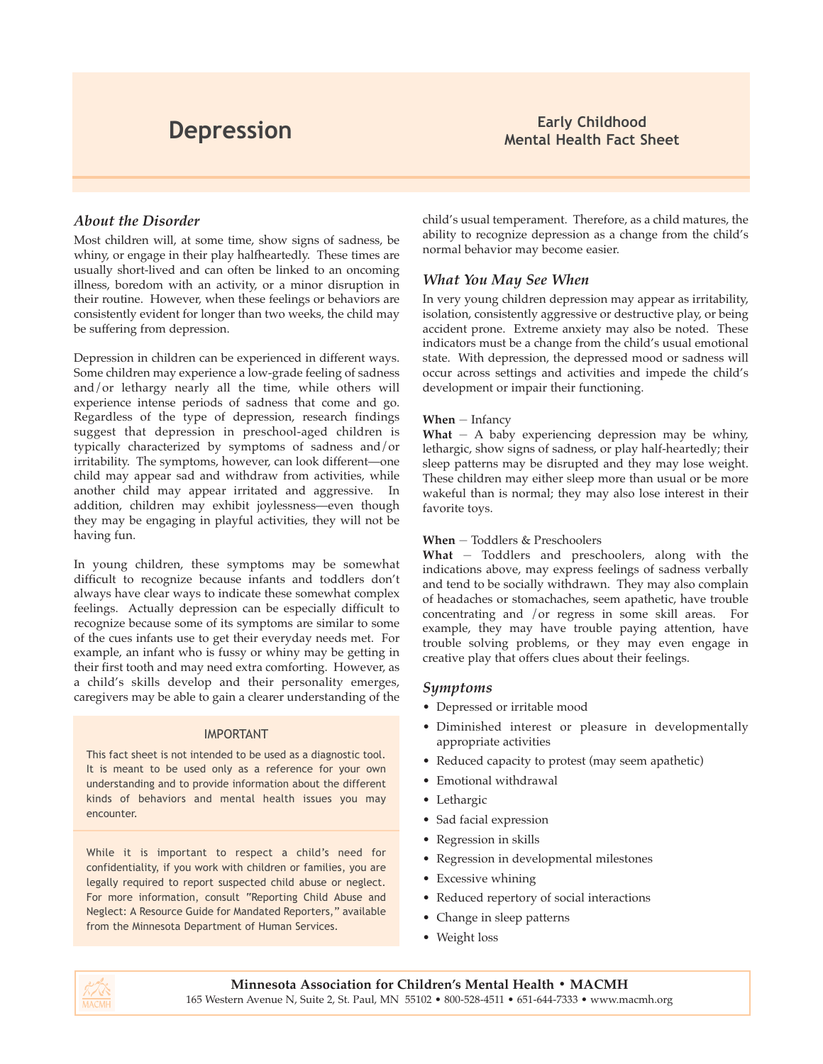# Depression

**Early Childhood Mental Health Fact Sheet**

### *About the Disorder*

Most children will, at some time, show signs of sadness, be whiny, or engage in their play halfheartedly. These times are usually short-lived and can often be linked to an oncoming illness, boredom with an activity, or a minor disruption in their routine. However, when these feelings or behaviors are consistently evident for longer than two weeks, the child may be suffering from depression.

Depression in children can be experienced in different ways. Some children may experience a low-grade feeling of sadness and/or lethargy nearly all the time, while others will experience intense periods of sadness that come and go. Regardless of the type of depression, research findings suggest that depression in preschool-aged children is typically characterized by symptoms of sadness and/or irritability. The symptoms, however, can look different—one child may appear sad and withdraw from activities, while another child may appear irritated and aggressive. In addition, children may exhibit joylessness—even though they may be engaging in playful activities, they will not be having fun.

In young children, these symptoms may be somewhat difficult to recognize because infants and toddlers don't always have clear ways to indicate these somewhat complex feelings. Actually depression can be especially difficult to recognize because some of its symptoms are similar to some of the cues infants use to get their everyday needs met. For example, an infant who is fussy or whiny may be getting in their first tooth and may need extra comforting. However, as a child's skills develop and their personality emerges, caregivers may be able to gain a clearer understanding of the child's usual temperament. Therefore, as a child matures, the ability to recognize depression as a change from the child's normal behavior may become easier.

> **IMPORTANT**
>
> This fact sheet is not intended to be used as a diagnostic tool. It is meant to be used only as a reference for your own understanding and to provide information about the different kinds of behaviors and mental health issues you may encounter.
>
> While it is important to respect a child's need for confidentiality, if you work with children or families, you are legally required to report suspected child abuse or neglect. For more information, consult "Reporting Child Abuse and Neglect: A Resource Guide for Mandated Reporters," available from the Minnesota Department of Human Services.

### *What You May See When*

In very young children depression may appear as irritability, isolation, consistently aggressive or destructive play, or being accident prone. Extreme anxiety may also be noted. These indicators must be a change from the child's usual emotional state. With depression, the depressed mood or sadness will occur across settings and activities and impede the child's development or impair their functioning.

**When** — Infancy
**What** — A baby experiencing depression may be whiny, lethargic, show signs of sadness, or play half-heartedly; their sleep patterns may be disrupted and they may lose weight. These children may either sleep more than usual or be more wakeful than is normal; they may also lose interest in their favorite toys.

**When** — Toddlers & Preschoolers
**What** — Toddlers and preschoolers, along with the indications above, may express feelings of sadness verbally and tend to be socially withdrawn. They may also complain of headaches or stomachaches, seem apathetic, have trouble concentrating and /or regress in some skill areas. For example, they may have trouble paying attention, have trouble solving problems, or they may even engage in creative play that offers clues about their feelings.

### *Symptoms*

- Depressed or irritable mood
- Diminished interest or pleasure in developmentally appropriate activities
- Reduced capacity to protest (may seem apathetic)
- Emotional withdrawal
- Lethargic
- Sad facial expression
- Regression in skills
- Regression in developmental milestones
- Excessive whining
- Reduced repertory of social interactions
- Change in sleep patterns
- Weight loss

**Minnesota Association for Children's Mental Health • MACMH**
165 Western Avenue N, Suite 2, St. Paul, MN 55102 • 800-528-4511 • 651-644-7333 • www.macmh.org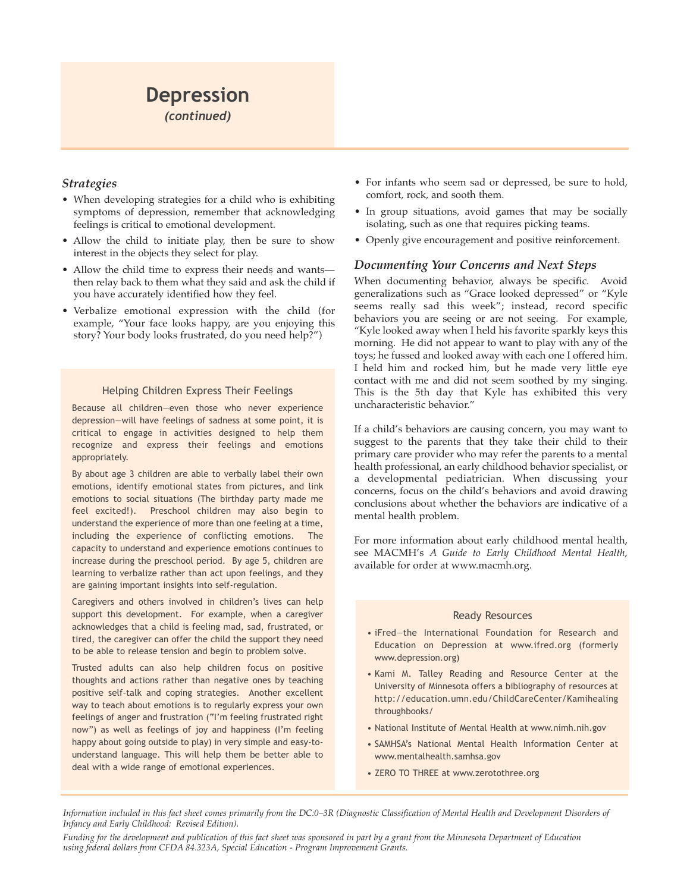# Depression

*(continued)*

### *Strategies*

- When developing strategies for a child who is exhibiting symptoms of depression, remember that acknowledging feelings is critical to emotional development.
- Allow the child to initiate play, then be sure to show interest in the objects they select for play.
- Allow the child time to express their needs and wants—then relay back to them what they said and ask the child if you have accurately identified how they feel.
- Verbalize emotional expression with the child (for example, "Your face looks happy, are you enjoying this story? Your body looks frustrated, do you need help?")
- For infants who seem sad or depressed, be sure to hold, comfort, rock, and sooth them.
- In group situations, avoid games that may be socially isolating, such as one that requires picking teams.
- Openly give encouragement and positive reinforcement.

#### Helping Children Express Their Feelings

Because all children—even those who never experience depression—will have feelings of sadness at some point, it is critical to engage in activities designed to help them recognize and express their feelings and emotions appropriately.

By about age 3 children are able to verbally label their own emotions, identify emotional states from pictures, and link emotions to social situations (The birthday party made me feel excited!). Preschool children may also begin to understand the experience of more than one feeling at a time, including the experience of conflicting emotions. The capacity to understand and experience emotions continues to increase during the preschool period. By age 5, children are learning to verbalize rather than act upon feelings, and they are gaining important insights into self-regulation.

Caregivers and others involved in children's lives can help support this development. For example, when a caregiver acknowledges that a child is feeling mad, sad, frustrated, or tired, the caregiver can offer the child the support they need to be able to release tension and begin to problem solve.

Trusted adults can also help children focus on positive thoughts and actions rather than negative ones by teaching positive self-talk and coping strategies. Another excellent way to teach about emotions is to regularly express your own feelings of anger and frustration ("I'm feeling frustrated right now") as well as feelings of joy and happiness (I'm feeling happy about going outside to play) in very simple and easy-to-understand language. This will help them be better able to deal with a wide range of emotional experiences.

### *Documenting Your Concerns and Next Steps*

When documenting behavior, always be specific. Avoid generalizations such as "Grace looked depressed" or "Kyle seems really sad this week"; instead, record specific behaviors you are seeing or are not seeing. For example, "Kyle looked away when I held his favorite sparkly keys this morning. He did not appear to want to play with any of the toys; he fussed and looked away with each one I offered him. I held him and rocked him, but he made very little eye contact with me and did not seem soothed by my singing. This is the 5th day that Kyle has exhibited this very uncharacteristic behavior."

If a child's behaviors are causing concern, you may want to suggest to the parents that they take their child to their primary care provider who may refer the parents to a mental health professional, an early childhood behavior specialist, or a developmental pediatrician. When discussing your concerns, focus on the child's behaviors and avoid drawing conclusions about whether the behaviors are indicative of a mental health problem.

For more information about early childhood mental health, see MACMH's *A Guide to Early Childhood Mental Health*, available for order at www.macmh.org.

#### Ready Resources

- iFred—the International Foundation for Research and Education on Depression at www.ifred.org (formerly www.depression.org)
- Kami M. Talley Reading and Resource Center at the University of Minnesota offers a bibliography of resources at http://education.umn.edu/ChildCareCenter/Kamihealingthroughbooks/
- National Institute of Mental Health at www.nimh.nih.gov
- SAMHSA's National Mental Health Information Center at www.mentalhealth.samhsa.gov
- ZERO TO THREE at www.zerotothree.org

*Information included in this fact sheet comes primarily from the DC:0–3R (Diagnostic Classification of Mental Health and Development Disorders of Infancy and Early Childhood: Revised Edition).*

*Funding for the development and publication of this fact sheet was sponsored in part by a grant from the Minnesota Department of Education using federal dollars from CFDA 84.323A, Special Education - Program Improvement Grants.*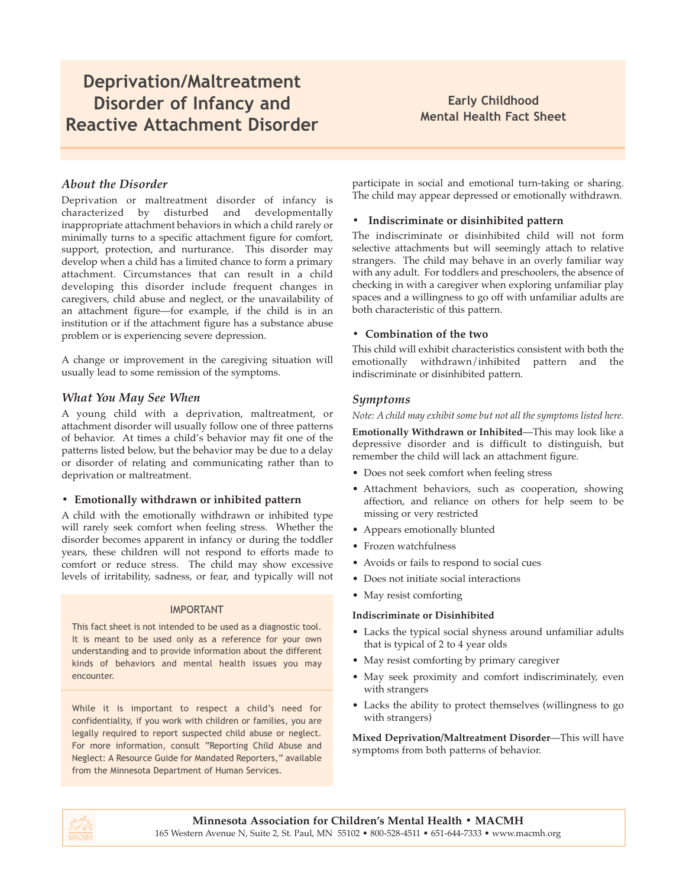# Deprivation/Maltreatment Disorder of Infancy and Reactive Attachment Disorder

**Early Childhood Mental Health Fact Sheet**

## *About the Disorder*

Deprivation or maltreatment disorder of infancy is characterized by disturbed and developmentally inappropriate attachment behaviors in which a child rarely or minimally turns to a specific attachment figure for comfort, support, protection, and nurturance. This disorder may develop when a child has a limited chance to form a primary attachment. Circumstances that can result in a child developing this disorder include frequent changes in caregivers, child abuse and neglect, or the unavailability of an attachment figure—for example, if the child is in an institution or if the attachment figure has a substance abuse problem or is experiencing severe depression.

A change or improvement in the caregiving situation will usually lead to some remission of the symptoms.

## *What You May See When*

A young child with a deprivation, maltreatment, or attachment disorder will usually follow one of three patterns of behavior. At times a child's behavior may fit one of the patterns listed below, but the behavior may be due to a delay or disorder of relating and communicating rather than to deprivation or maltreatment.

- **Emotionally withdrawn or inhibited pattern**

A child with the emotionally withdrawn or inhibited type will rarely seek comfort when feeling stress. Whether the disorder becomes apparent in infancy or during the toddler years, these children will not respond to efforts made to comfort or reduce stress. The child may show excessive levels of irritability, sadness, or fear, and typically will not participate in social and emotional turn-taking or sharing. The child may appear depressed or emotionally withdrawn.

- **Indiscriminate or disinhibited pattern**

The indiscriminate or disinhibited child will not form selective attachments but will seemingly attach to relative strangers. The child may behave in an overly familiar way with any adult. For toddlers and preschoolers, the absence of checking in with a caregiver when exploring unfamiliar play spaces and a willingness to go off with unfamiliar adults are both characteristic of this pattern.

- **Combination of the two**

This child will exhibit characteristics consistent with both the emotionally withdrawn/inhibited pattern and the indiscriminate or disinhibited pattern.

> IMPORTANT
>
> This fact sheet is not intended to be used as a diagnostic tool. It is meant to be used only as a reference for your own understanding and to provide information about the different kinds of behaviors and mental health issues you may encounter.
>
> While it is important to respect a child's need for confidentiality, if you work with children or families, you are legally required to report suspected child abuse or neglect. For more information, consult "Reporting Child Abuse and Neglect: A Resource Guide for Mandated Reporters," available from the Minnesota Department of Human Services.

## *Symptoms*

*Note: A child may exhibit some but not all the symptoms listed here.*

**Emotionally Withdrawn or Inhibited**—This may look like a depressive disorder and is difficult to distinguish, but remember the child will lack an attachment figure.

- Does not seek comfort when feeling stress
- Attachment behaviors, such as cooperation, showing affection, and reliance on others for help seem to be missing or very restricted
- Appears emotionally blunted
- Frozen watchfulness
- Avoids or fails to respond to social cues
- Does not initiate social interactions
- May resist comforting

**Indiscriminate or Disinhibited**

- Lacks the typical social shyness around unfamiliar adults that is typical of 2 to 4 year olds
- May resist comforting by primary caregiver
- May seek proximity and comfort indiscriminately, even with strangers
- Lacks the ability to protect themselves (willingness to go with strangers)

**Mixed Deprivation/Maltreatment Disorder**—This will have symptoms from both patterns of behavior.

**Minnesota Association for Children's Mental Health • MACMH**
165 Western Avenue N, Suite 2, St. Paul, MN 55102 • 800-528-4511 • 651-644-7333 • www.macmh.org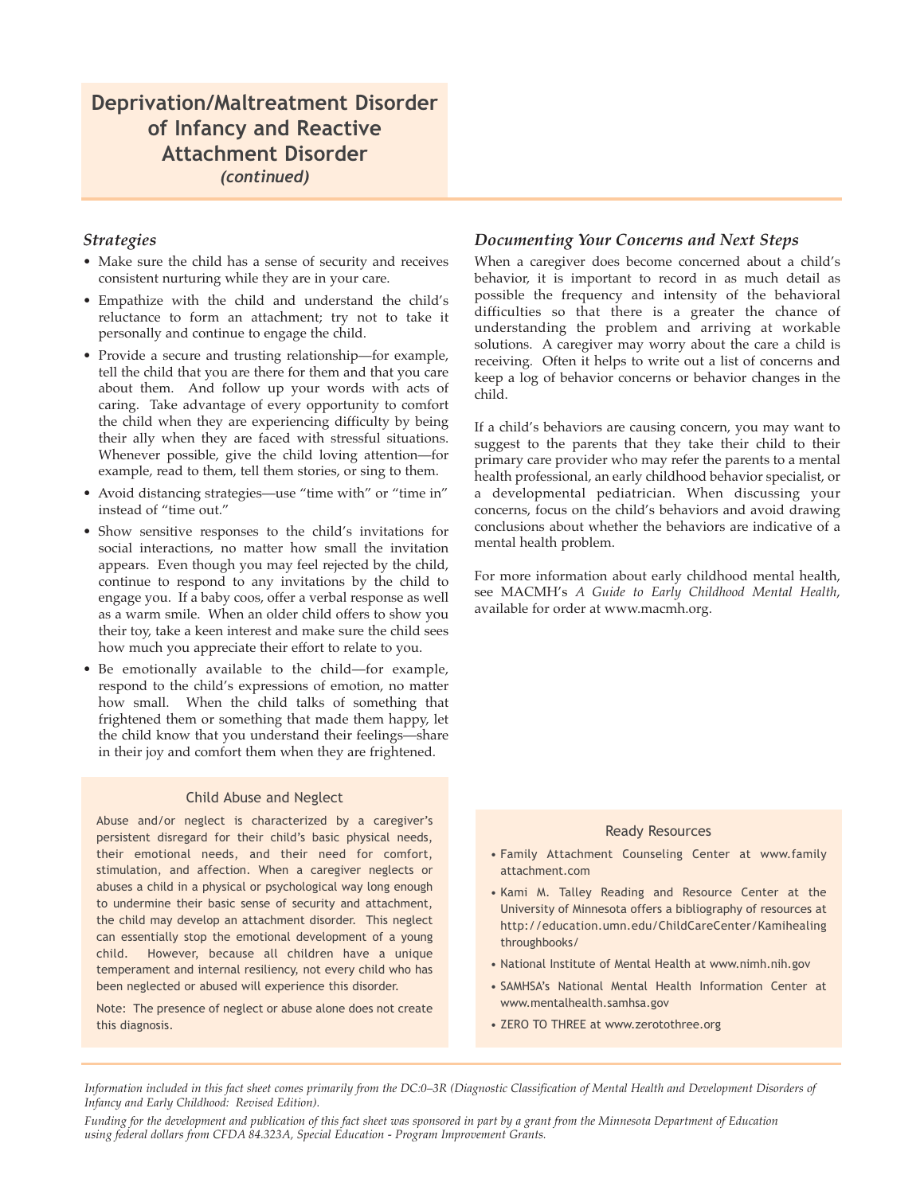# Deprivation/Maltreatment Disorder of Infancy and Reactive Attachment Disorder *(continued)*

### *Strategies*

- Make sure the child has a sense of security and receives consistent nurturing while they are in your care.
- Empathize with the child and understand the child's reluctance to form an attachment; try not to take it personally and continue to engage the child.
- Provide a secure and trusting relationship—for example, tell the child that you are there for them and that you care about them. And follow up your words with acts of caring. Take advantage of every opportunity to comfort the child when they are experiencing difficulty by being their ally when they are faced with stressful situations. Whenever possible, give the child loving attention—for example, read to them, tell them stories, or sing to them.
- Avoid distancing strategies—use "time with" or "time in" instead of "time out."
- Show sensitive responses to the child's invitations for social interactions, no matter how small the invitation appears. Even though you may feel rejected by the child, continue to respond to any invitations by the child to engage you. If a baby coos, offer a verbal response as well as a warm smile. When an older child offers to show you their toy, take a keen interest and make sure the child sees how much you appreciate their effort to relate to you.
- Be emotionally available to the child—for example, respond to the child's expressions of emotion, no matter how small. When the child talks of something that frightened them or something that made them happy, let the child know that you understand their feelings—share in their joy and comfort them when they are frightened.

#### Child Abuse and Neglect

Abuse and/or neglect is characterized by a caregiver's persistent disregard for their child's basic physical needs, their emotional needs, and their need for comfort, stimulation, and affection. When a caregiver neglects or abuses a child in a physical or psychological way long enough to undermine their basic sense of security and attachment, the child may develop an attachment disorder. This neglect can essentially stop the emotional development of a young child. However, because all children have a unique temperament and internal resiliency, not every child who has been neglected or abused will experience this disorder.

Note: The presence of neglect or abuse alone does not create this diagnosis.

### *Documenting Your Concerns and Next Steps*

When a caregiver does become concerned about a child's behavior, it is important to record in as much detail as possible the frequency and intensity of the behavioral difficulties so that there is a greater the chance of understanding the problem and arriving at workable solutions. A caregiver may worry about the care a child is receiving. Often it helps to write out a list of concerns and keep a log of behavior concerns or behavior changes in the child.

If a child's behaviors are causing concern, you may want to suggest to the parents that they take their child to their primary care provider who may refer the parents to a mental health professional, an early childhood behavior specialist, or a developmental pediatrician. When discussing your concerns, focus on the child's behaviors and avoid drawing conclusions about whether the behaviors are indicative of a mental health problem.

For more information about early childhood mental health, see MACMH's *A Guide to Early Childhood Mental Health*, available for order at www.macmh.org.

#### Ready Resources

- Family Attachment Counseling Center at www.familyattachment.com
- Kami M. Talley Reading and Resource Center at the University of Minnesota offers a bibliography of resources at http://education.umn.edu/ChildCareCenter/Kamihealingthroughbooks/
- National Institute of Mental Health at www.nimh.nih.gov
- SAMHSA's National Mental Health Information Center at www.mentalhealth.samhsa.gov
- ZERO TO THREE at www.zerotothree.org

*Information included in this fact sheet comes primarily from the DC:0–3R (Diagnostic Classification of Mental Health and Development Disorders of Infancy and Early Childhood: Revised Edition).*

*Funding for the development and publication of this fact sheet was sponsored in part by a grant from the Minnesota Department of Education using federal dollars from CFDA 84.323A, Special Education - Program Improvement Grants.*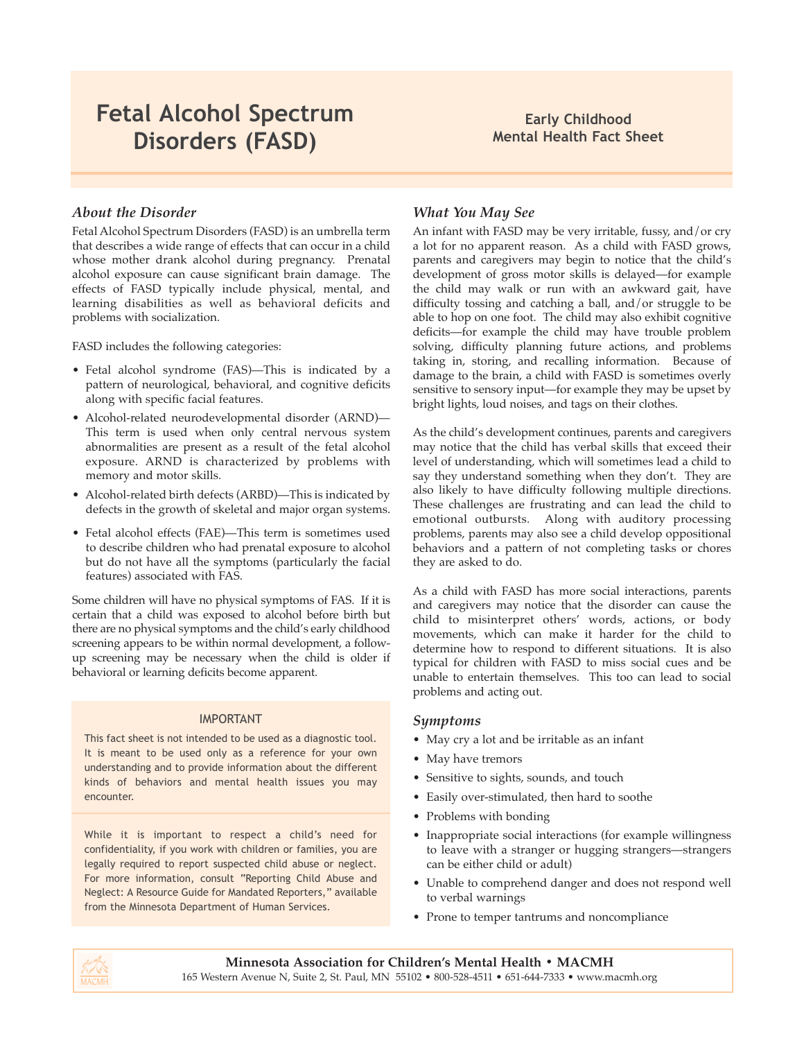# Fetal Alcohol Spectrum Disorders (FASD)

**Early Childhood Mental Health Fact Sheet**

## *About the Disorder*

Fetal Alcohol Spectrum Disorders (FASD) is an umbrella term that describes a wide range of effects that can occur in a child whose mother drank alcohol during pregnancy. Prenatal alcohol exposure can cause significant brain damage. The effects of FASD typically include physical, mental, and learning disabilities as well as behavioral deficits and problems with socialization.

FASD includes the following categories:

- Fetal alcohol syndrome (FAS)—This is indicated by a pattern of neurological, behavioral, and cognitive deficits along with specific facial features.
- Alcohol-related neurodevelopmental disorder (ARND)—This term is used when only central nervous system abnormalities are present as a result of the fetal alcohol exposure. ARND is characterized by problems with memory and motor skills.
- Alcohol-related birth defects (ARBD)—This is indicated by defects in the growth of skeletal and major organ systems.
- Fetal alcohol effects (FAE)—This term is sometimes used to describe children who had prenatal exposure to alcohol but do not have all the symptoms (particularly the facial features) associated with FAS.

Some children will have no physical symptoms of FAS. If it is certain that a child was exposed to alcohol before birth but there are no physical symptoms and the child's early childhood screening appears to be within normal development, a follow-up screening may be necessary when the child is older if behavioral or learning deficits become apparent.

**IMPORTANT**

This fact sheet is not intended to be used as a diagnostic tool. It is meant to be used only as a reference for your own understanding and to provide information about the different kinds of behaviors and mental health issues you may encounter.

While it is important to respect a child's need for confidentiality, if you work with children or families, you are legally required to report suspected child abuse or neglect. For more information, consult "Reporting Child Abuse and Neglect: A Resource Guide for Mandated Reporters," available from the Minnesota Department of Human Services.

## *What You May See*

An infant with FASD may be very irritable, fussy, and/or cry a lot for no apparent reason. As a child with FASD grows, parents and caregivers may begin to notice that the child's development of gross motor skills is delayed—for example the child may walk or run with an awkward gait, have difficulty tossing and catching a ball, and/or struggle to be able to hop on one foot. The child may also exhibit cognitive deficits—for example the child may have trouble problem solving, difficulty planning future actions, and problems taking in, storing, and recalling information. Because of damage to the brain, a child with FASD is sometimes overly sensitive to sensory input—for example they may be upset by bright lights, loud noises, and tags on their clothes.

As the child's development continues, parents and caregivers may notice that the child has verbal skills that exceed their level of understanding, which will sometimes lead a child to say they understand something when they don't. They are also likely to have difficulty following multiple directions. These challenges are frustrating and can lead the child to emotional outbursts. Along with auditory processing problems, parents may also see a child develop oppositional behaviors and a pattern of not completing tasks or chores they are asked to do.

As a child with FASD has more social interactions, parents and caregivers may notice that the disorder can cause the child to misinterpret others' words, actions, or body movements, which can make it harder for the child to determine how to respond to different situations. It is also typical for children with FASD to miss social cues and be unable to entertain themselves. This too can lead to social problems and acting out.

## *Symptoms*

- May cry a lot and be irritable as an infant
- May have tremors
- Sensitive to sights, sounds, and touch
- Easily over-stimulated, then hard to soothe
- Problems with bonding
- Inappropriate social interactions (for example willingness to leave with a stranger or hugging strangers—strangers can be either child or adult)
- Unable to comprehend danger and does not respond well to verbal warnings
- Prone to temper tantrums and noncompliance

**Minnesota Association for Children's Mental Health • MACMH**
165 Western Avenue N, Suite 2, St. Paul, MN 55102 • 800-528-4511 • 651-644-7333 • www.macmh.org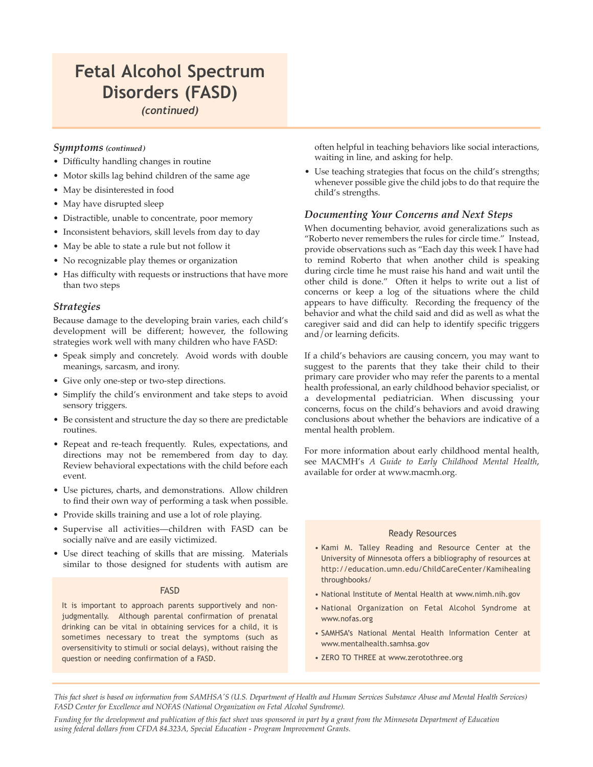# Fetal Alcohol Spectrum Disorders (FASD)

*(continued)*

### *Symptoms (continued)*

- Difficulty handling changes in routine
- Motor skills lag behind children of the same age
- May be disinterested in food
- May have disrupted sleep
- Distractible, unable to concentrate, poor memory
- Inconsistent behaviors, skill levels from day to day
- May be able to state a rule but not follow it
- No recognizable play themes or organization
- Has difficulty with requests or instructions that have more than two steps

### *Strategies*

Because damage to the developing brain varies, each child's development will be different; however, the following strategies work well with many children who have FASD:

- Speak simply and concretely. Avoid words with double meanings, sarcasm, and irony.
- Give only one-step or two-step directions.
- Simplify the child's environment and take steps to avoid sensory triggers.
- Be consistent and structure the day so there are predictable routines.
- Repeat and re-teach frequently. Rules, expectations, and directions may not be remembered from day to day. Review behavioral expectations with the child before each event.
- Use pictures, charts, and demonstrations. Allow children to find their own way of performing a task when possible.
- Provide skills training and use a lot of role playing.
- Supervise all activities—children with FASD can be socially naïve and are easily victimized.
- Use direct teaching of skills that are missing. Materials similar to those designed for students with autism are often helpful in teaching behaviors like social interactions, waiting in line, and asking for help.
- Use teaching strategies that focus on the child's strengths; whenever possible give the child jobs to do that require the child's strengths.

> **FASD**
>
> It is important to approach parents supportively and non-judgmentally. Although parental confirmation of prenatal drinking can be vital in obtaining services for a child, it is sometimes necessary to treat the symptoms (such as oversensitivity to stimuli or social delays), without raising the question or needing confirmation of a FASD.

### *Documenting Your Concerns and Next Steps*

When documenting behavior, avoid generalizations such as "Roberto never remembers the rules for circle time." Instead, provide observations such as "Each day this week I have had to remind Roberto that when another child is speaking during circle time he must raise his hand and wait until the other child is done." Often it helps to write out a list of concerns or keep a log of the situations where the child appears to have difficulty. Recording the frequency of the behavior and what the child said and did as well as what the caregiver said and did can help to identify specific triggers and/or learning deficits.

If a child's behaviors are causing concern, you may want to suggest to the parents that they take their child to their primary care provider who may refer the parents to a mental health professional, an early childhood behavior specialist, or a developmental pediatrician. When discussing your concerns, focus on the child's behaviors and avoid drawing conclusions about whether the behaviors are indicative of a mental health problem.

For more information about early childhood mental health, see MACMH's *A Guide to Early Childhood Mental Health*, available for order at www.macmh.org.

> **Ready Resources**
>
> - Kami M. Talley Reading and Resource Center at the University of Minnesota offers a bibliography of resources at http://education.umn.edu/ChildCareCenter/Kamihealingthroughbooks/
> - National Institute of Mental Health at www.nimh.nih.gov
> - National Organization on Fetal Alcohol Syndrome at www.nofas.org
> - SAMHSA's National Mental Health Information Center at www.mentalhealth.samhsa.gov
> - ZERO TO THREE at www.zerotothree.org

*This fact sheet is based on information from SAMHSA'S (U.S. Department of Health and Human Services Substance Abuse and Mental Health Services) FASD Center for Excellence and NOFAS (National Organization on Fetal Alcohol Syndrome).*

*Funding for the development and publication of this fact sheet was sponsored in part by a grant from the Minnesota Department of Education using federal dollars from CFDA 84.323A, Special Education - Program Improvement Grants.*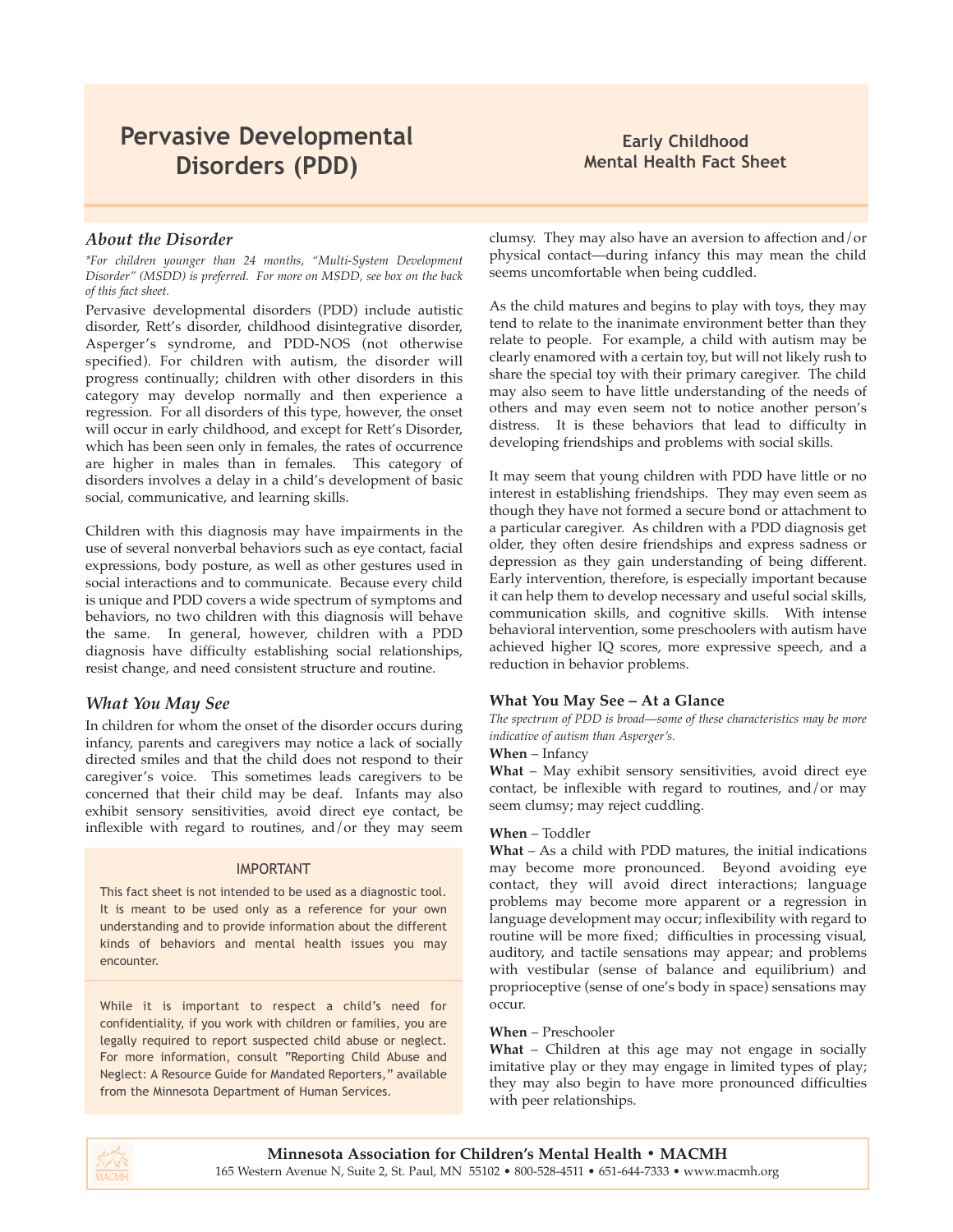# Pervasive Developmental Disorders (PDD)

**Early Childhood Mental Health Fact Sheet**

## *About the Disorder*

*\*For children younger than 24 months, "Multi-System Development Disorder" (MSDD) is preferred. For more on MSDD, see box on the back of this fact sheet.*

Pervasive developmental disorders (PDD) include autistic disorder, Rett's disorder, childhood disintegrative disorder, Asperger's syndrome, and PDD-NOS (not otherwise specified). For children with autism, the disorder will progress continually; children with other disorders in this category may develop normally and then experience a regression. For all disorders of this type, however, the onset will occur in early childhood, and except for Rett's Disorder, which has been seen only in females, the rates of occurrence are higher in males than in females. This category of disorders involves a delay in a child's development of basic social, communicative, and learning skills.

Children with this diagnosis may have impairments in the use of several nonverbal behaviors such as eye contact, facial expressions, body posture, as well as other gestures used in social interactions and to communicate. Because every child is unique and PDD covers a wide spectrum of symptoms and behaviors, no two children with this diagnosis will behave the same. In general, however, children with a PDD diagnosis have difficulty establishing social relationships, resist change, and need consistent structure and routine.

## *What You May See*

In children for whom the onset of the disorder occurs during infancy, parents and caregivers may notice a lack of socially directed smiles and that the child does not respond to their caregiver's voice. This sometimes leads caregivers to be concerned that their child may be deaf. Infants may also exhibit sensory sensitivities, avoid direct eye contact, be inflexible with regard to routines, and/or they may seem clumsy. They may also have an aversion to affection and/or physical contact—during infancy this may mean the child seems uncomfortable when being cuddled.

As the child matures and begins to play with toys, they may tend to relate to the inanimate environment better than they relate to people. For example, a child with autism may be clearly enamored with a certain toy, but will not likely rush to share the special toy with their primary caregiver. The child may also seem to have little understanding of the needs of others and may even seem not to notice another person's distress. It is these behaviors that lead to difficulty in developing friendships and problems with social skills.

It may seem that young children with PDD have little or no interest in establishing friendships. They may even seem as though they have not formed a secure bond or attachment to a particular caregiver. As children with a PDD diagnosis get older, they often desire friendships and express sadness or depression as they gain understanding of being different. Early intervention, therefore, is especially important because it can help them to develop necessary and useful social skills, communication skills, and cognitive skills. With intense behavioral intervention, some preschoolers with autism have achieved higher IQ scores, more expressive speech, and a reduction in behavior problems.

> IMPORTANT
>
> This fact sheet is not intended to be used as a diagnostic tool. It is meant to be used only as a reference for your own understanding and to provide information about the different kinds of behaviors and mental health issues you may encounter.
>
> While it is important to respect a child's need for confidentiality, if you work with children or families, you are legally required to report suspected child abuse or neglect. For more information, consult "Reporting Child Abuse and Neglect: A Resource Guide for Mandated Reporters," available from the Minnesota Department of Human Services.

### What You May See – At a Glance

*The spectrum of PDD is broad—some of these characteristics may be more indicative of autism than Asperger's.*

**When** – Infancy
**What** – May exhibit sensory sensitivities, avoid direct eye contact, be inflexible with regard to routines, and/or may seem clumsy; may reject cuddling.

**When** – Toddler
**What** – As a child with PDD matures, the initial indications may become more pronounced. Beyond avoiding eye contact, they will avoid direct interactions; language problems may become more apparent or a regression in language development may occur; inflexibility with regard to routine will be more fixed; difficulties in processing visual, auditory, and tactile sensations may appear; and problems with vestibular (sense of balance and equilibrium) and proprioceptive (sense of one's body in space) sensations may occur.

**When** – Preschooler
**What** – Children at this age may not engage in socially imitative play or they may engage in limited types of play; they may also begin to have more pronounced difficulties with peer relationships.

**Minnesota Association for Children's Mental Health • MACMH**
165 Western Avenue N, Suite 2, St. Paul, MN 55102 • 800-528-4511 • 651-644-7333 • www.macmh.org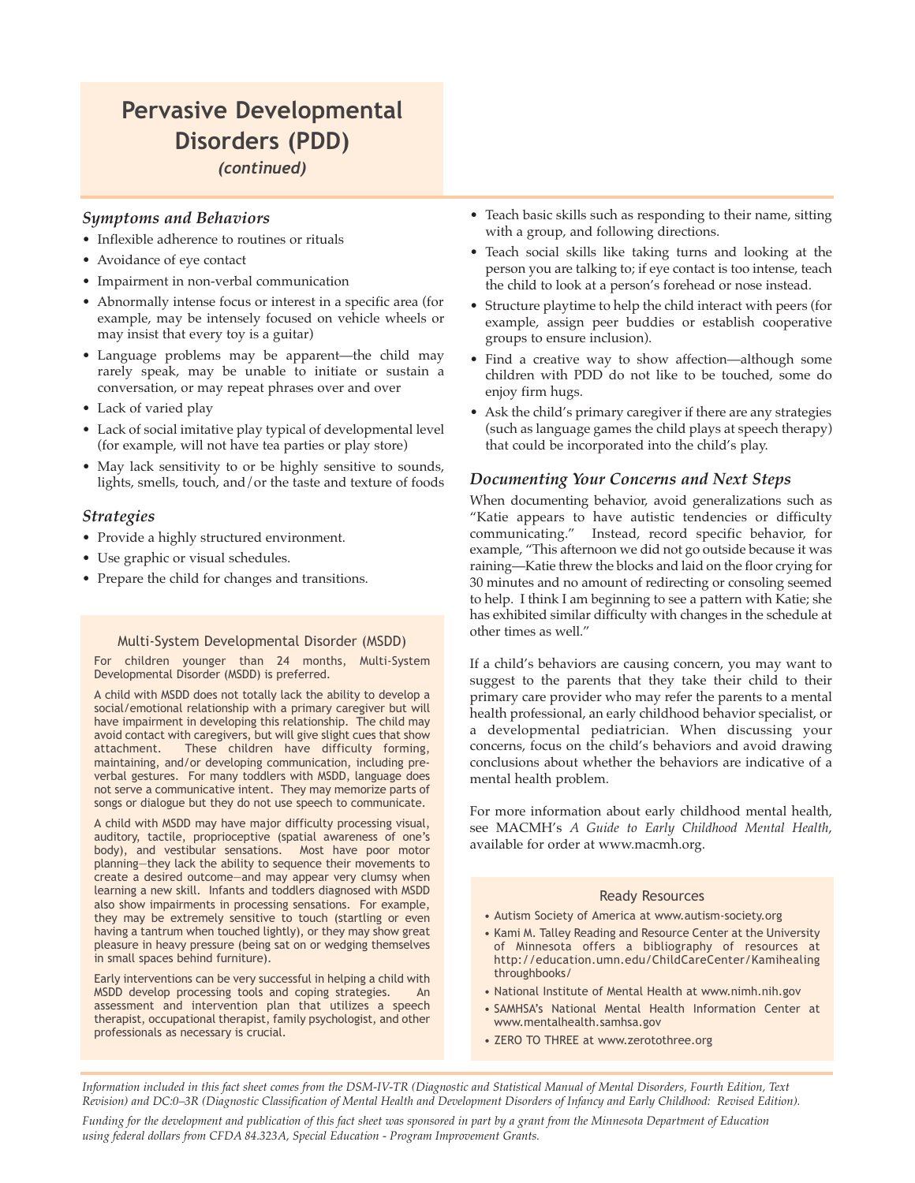# Pervasive Developmental Disorders (PDD)

*(continued)*

## *Symptoms and Behaviors*

- Inflexible adherence to routines or rituals
- Avoidance of eye contact
- Impairment in non-verbal communication
- Abnormally intense focus or interest in a specific area (for example, may be intensely focused on vehicle wheels or may insist that every toy is a guitar)
- Language problems may be apparent—the child may rarely speak, may be unable to initiate or sustain a conversation, or may repeat phrases over and over
- Lack of varied play
- Lack of social imitative play typical of developmental level (for example, will not have tea parties or play store)
- May lack sensitivity to or be highly sensitive to sounds, lights, smells, touch, and/or the taste and texture of foods

## *Strategies*

- Provide a highly structured environment.
- Use graphic or visual schedules.
- Prepare the child for changes and transitions.
- Teach basic skills such as responding to their name, sitting with a group, and following directions.
- Teach social skills like taking turns and looking at the person you are talking to; if eye contact is too intense, teach the child to look at a person's forehead or nose instead.
- Structure playtime to help the child interact with peers (for example, assign peer buddies or establish cooperative groups to ensure inclusion).
- Find a creative way to show affection—although some children with PDD do not like to be touched, some do enjoy firm hugs.
- Ask the child's primary caregiver if there are any strategies (such as language games the child plays at speech therapy) that could be incorporated into the child's play.

### Multi-System Developmental Disorder (MSDD)

For children younger than 24 months, Multi-System Developmental Disorder (MSDD) is preferred.

A child with MSDD does not totally lack the ability to develop a social/emotional relationship with a primary caregiver but will have impairment in developing this relationship. The child may avoid contact with caregivers, but will give slight cues that show attachment. These children have difficulty forming, maintaining, and/or developing communication, including pre-verbal gestures. For many toddlers with MSDD, language does not serve a communicative intent. They may memorize parts of songs or dialogue but they do not use speech to communicate.

A child with MSDD may have major difficulty processing visual, auditory, tactile, proprioceptive (spatial awareness of one's body), and vestibular sensations. Most have poor motor planning—they lack the ability to sequence their movements to create a desired outcome—and may appear very clumsy when learning a new skill. Infants and toddlers diagnosed with MSDD also show impairments in processing sensations. For example, they may be extremely sensitive to touch (startling or even having a tantrum when touched lightly), or they may show great pleasure in heavy pressure (being sat on or wedging themselves in small spaces behind furniture).

Early interventions can be very successful in helping a child with MSDD develop processing tools and coping strategies. An assessment and intervention plan that utilizes a speech therapist, occupational therapist, family psychologist, and other professionals as necessary is crucial.

## *Documenting Your Concerns and Next Steps*

When documenting behavior, avoid generalizations such as "Katie appears to have autistic tendencies or difficulty communicating." Instead, record specific behavior, for example, "This afternoon we did not go outside because it was raining—Katie threw the blocks and laid on the floor crying for 30 minutes and no amount of redirecting or consoling seemed to help. I think I am beginning to see a pattern with Katie; she has exhibited similar difficulty with changes in the schedule at other times as well."

If a child's behaviors are causing concern, you may want to suggest to the parents that they take their child to their primary care provider who may refer the parents to a mental health professional, an early childhood behavior specialist, or a developmental pediatrician. When discussing your concerns, focus on the child's behaviors and avoid drawing conclusions about whether the behaviors are indicative of a mental health problem.

For more information about early childhood mental health, see MACMH's *A Guide to Early Childhood Mental Health*, available for order at www.macmh.org.

### Ready Resources

- Autism Society of America at www.autism-society.org
- Kami M. Talley Reading and Resource Center at the University of Minnesota offers a bibliography of resources at http://education.umn.edu/ChildCareCenter/Kamihealingthroughbooks/
- National Institute of Mental Health at www.nimh.nih.gov
- SAMHSA's National Mental Health Information Center at www.mentalhealth.samhsa.gov
- ZERO TO THREE at www.zerotothree.org

*Information included in this fact sheet comes from the DSM-IV-TR (Diagnostic and Statistical Manual of Mental Disorders, Fourth Edition, Text Revision) and DC:0–3R (Diagnostic Classification of Mental Health and Development Disorders of Infancy and Early Childhood: Revised Edition).*

*Funding for the development and publication of this fact sheet was sponsored in part by a grant from the Minnesota Department of Education using federal dollars from CFDA 84.323A, Special Education - Program Improvement Grants.*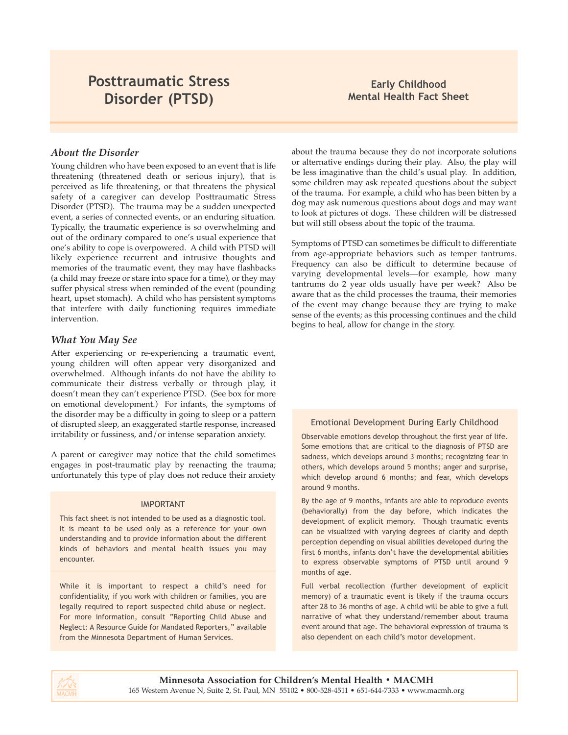# Posttraumatic Stress Disorder (PTSD)

**Early Childhood Mental Health Fact Sheet**

## *About the Disorder*

Young children who have been exposed to an event that is life threatening (threatened death or serious injury), that is perceived as life threatening, or that threatens the physical safety of a caregiver can develop Posttraumatic Stress Disorder (PTSD). The trauma may be a sudden unexpected event, a series of connected events, or an enduring situation. Typically, the traumatic experience is so overwhelming and out of the ordinary compared to one's usual experience that one's ability to cope is overpowered. A child with PTSD will likely experience recurrent and intrusive thoughts and memories of the traumatic event, they may have flashbacks (a child may freeze or stare into space for a time), or they may suffer physical stress when reminded of the event (pounding heart, upset stomach). A child who has persistent symptoms that interfere with daily functioning requires immediate intervention.

## *What You May See*

After experiencing or re-experiencing a traumatic event, young children will often appear very disorganized and overwhelmed. Although infants do not have the ability to communicate their distress verbally or through play, it doesn't mean they can't experience PTSD. (See box for more on emotional development.) For infants, the symptoms of the disorder may be a difficulty in going to sleep or a pattern of disrupted sleep, an exaggerated startle response, increased irritability or fussiness, and/or intense separation anxiety.

A parent or caregiver may notice that the child sometimes engages in post-traumatic play by reenacting the trauma; unfortunately this type of play does not reduce their anxiety about the trauma because they do not incorporate solutions or alternative endings during their play. Also, the play will be less imaginative than the child's usual play. In addition, some children may ask repeated questions about the subject of the trauma. For example, a child who has been bitten by a dog may ask numerous questions about dogs and may want to look at pictures of dogs. These children will be distressed but will still obsess about the topic of the trauma.

Symptoms of PTSD can sometimes be difficult to differentiate from age-appropriate behaviors such as temper tantrums. Frequency can also be difficult to determine because of varying developmental levels—for example, how many tantrums do 2 year olds usually have per week? Also be aware that as the child processes the trauma, their memories of the event may change because they are trying to make sense of the events; as this processing continues and the child begins to heal, allow for change in the story.

### IMPORTANT

This fact sheet is not intended to be used as a diagnostic tool. It is meant to be used only as a reference for your own understanding and to provide information about the different kinds of behaviors and mental health issues you may encounter.

While it is important to respect a child's need for confidentiality, if you work with children or families, you are legally required to report suspected child abuse or neglect. For more information, consult "Reporting Child Abuse and Neglect: A Resource Guide for Mandated Reporters," available from the Minnesota Department of Human Services.

### Emotional Development During Early Childhood

Observable emotions develop throughout the first year of life. Some emotions that are critical to the diagnosis of PTSD are sadness, which develops around 3 months; recognizing fear in others, which develops around 5 months; anger and surprise, which develop around 6 months; and fear, which develops around 9 months.

By the age of 9 months, infants are able to reproduce events (behaviorally) from the day before, which indicates the development of explicit memory. Though traumatic events can be visualized with varying degrees of clarity and depth perception depending on visual abilities developed during the first 6 months, infants don't have the developmental abilities to express observable symptoms of PTSD until around 9 months of age.

Full verbal recollection (further development of explicit memory) of a traumatic event is likely if the trauma occurs after 28 to 36 months of age. A child will be able to give a full narrative of what they understand/remember about trauma event around that age. The behavioral expression of trauma is also dependent on each child's motor development.

**Minnesota Association for Children's Mental Health • MACMH**
165 Western Avenue N, Suite 2, St. Paul, MN 55102 • 800-528-4511 • 651-644-7333 • www.macmh.org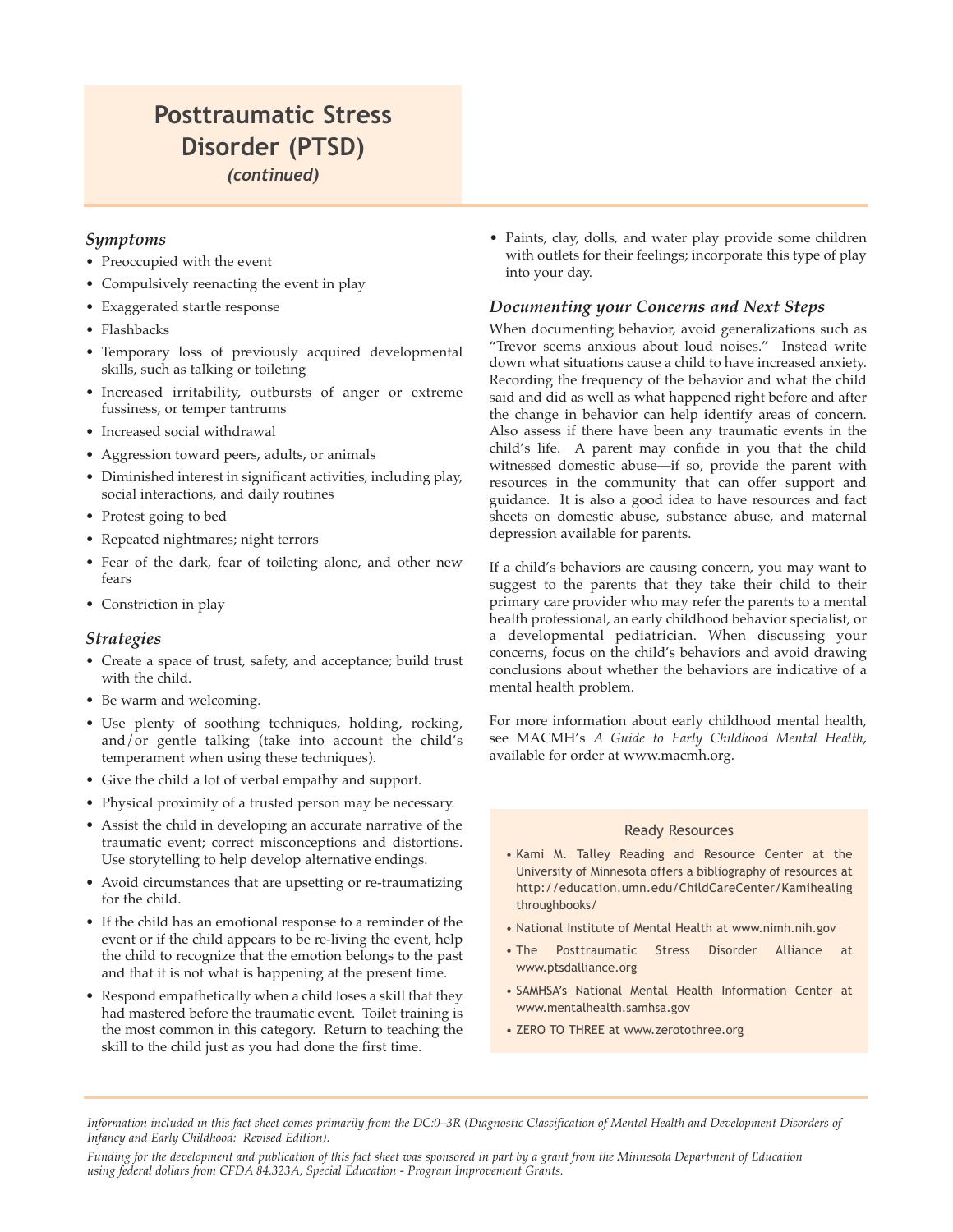# Posttraumatic Stress Disorder (PTSD)

*(continued)*

### *Symptoms*

- Preoccupied with the event
- Compulsively reenacting the event in play
- Exaggerated startle response
- Flashbacks
- Temporary loss of previously acquired developmental skills, such as talking or toileting
- Increased irritability, outbursts of anger or extreme fussiness, or temper tantrums
- Increased social withdrawal
- Aggression toward peers, adults, or animals
- Diminished interest in significant activities, including play, social interactions, and daily routines
- Protest going to bed
- Repeated nightmares; night terrors
- Fear of the dark, fear of toileting alone, and other new fears
- Constriction in play

### *Strategies*

- Create a space of trust, safety, and acceptance; build trust with the child.
- Be warm and welcoming.
- Use plenty of soothing techniques, holding, rocking, and/or gentle talking (take into account the child's temperament when using these techniques).
- Give the child a lot of verbal empathy and support.
- Physical proximity of a trusted person may be necessary.
- Assist the child in developing an accurate narrative of the traumatic event; correct misconceptions and distortions. Use storytelling to help develop alternative endings.
- Avoid circumstances that are upsetting or re-traumatizing for the child.
- If the child has an emotional response to a reminder of the event or if the child appears to be re-living the event, help the child to recognize that the emotion belongs to the past and that it is not what is happening at the present time.
- Respond empathetically when a child loses a skill that they had mastered before the traumatic event. Toilet training is the most common in this category. Return to teaching the skill to the child just as you had done the first time.
- Paints, clay, dolls, and water play provide some children with outlets for their feelings; incorporate this type of play into your day.

### *Documenting your Concerns and Next Steps*

When documenting behavior, avoid generalizations such as "Trevor seems anxious about loud noises." Instead write down what situations cause a child to have increased anxiety. Recording the frequency of the behavior and what the child said and did as well as what happened right before and after the change in behavior can help identify areas of concern. Also assess if there have been any traumatic events in the child's life. A parent may confide in you that the child witnessed domestic abuse—if so, provide the parent with resources in the community that can offer support and guidance. It is also a good idea to have resources and fact sheets on domestic abuse, substance abuse, and maternal depression available for parents.

If a child's behaviors are causing concern, you may want to suggest to the parents that they take their child to their primary care provider who may refer the parents to a mental health professional, an early childhood behavior specialist, or a developmental pediatrician. When discussing your concerns, focus on the child's behaviors and avoid drawing conclusions about whether the behaviors are indicative of a mental health problem.

For more information about early childhood mental health, see MACMH's *A Guide to Early Childhood Mental Health*, available for order at www.macmh.org.

#### Ready Resources

- Kami M. Talley Reading and Resource Center at the University of Minnesota offers a bibliography of resources at http://education.umn.edu/ChildCareCenter/Kamihealingthroughbooks/
- National Institute of Mental Health at www.nimh.nih.gov
- The Posttraumatic Stress Disorder Alliance at www.ptsdalliance.org
- SAMHSA's National Mental Health Information Center at www.mentalhealth.samhsa.gov
- ZERO TO THREE at www.zerotothree.org

*Information included in this fact sheet comes primarily from the DC:0–3R (Diagnostic Classification of Mental Health and Development Disorders of Infancy and Early Childhood: Revised Edition).*

*Funding for the development and publication of this fact sheet was sponsored in part by a grant from the Minnesota Department of Education using federal dollars from CFDA 84.323A, Special Education - Program Improvement Grants.*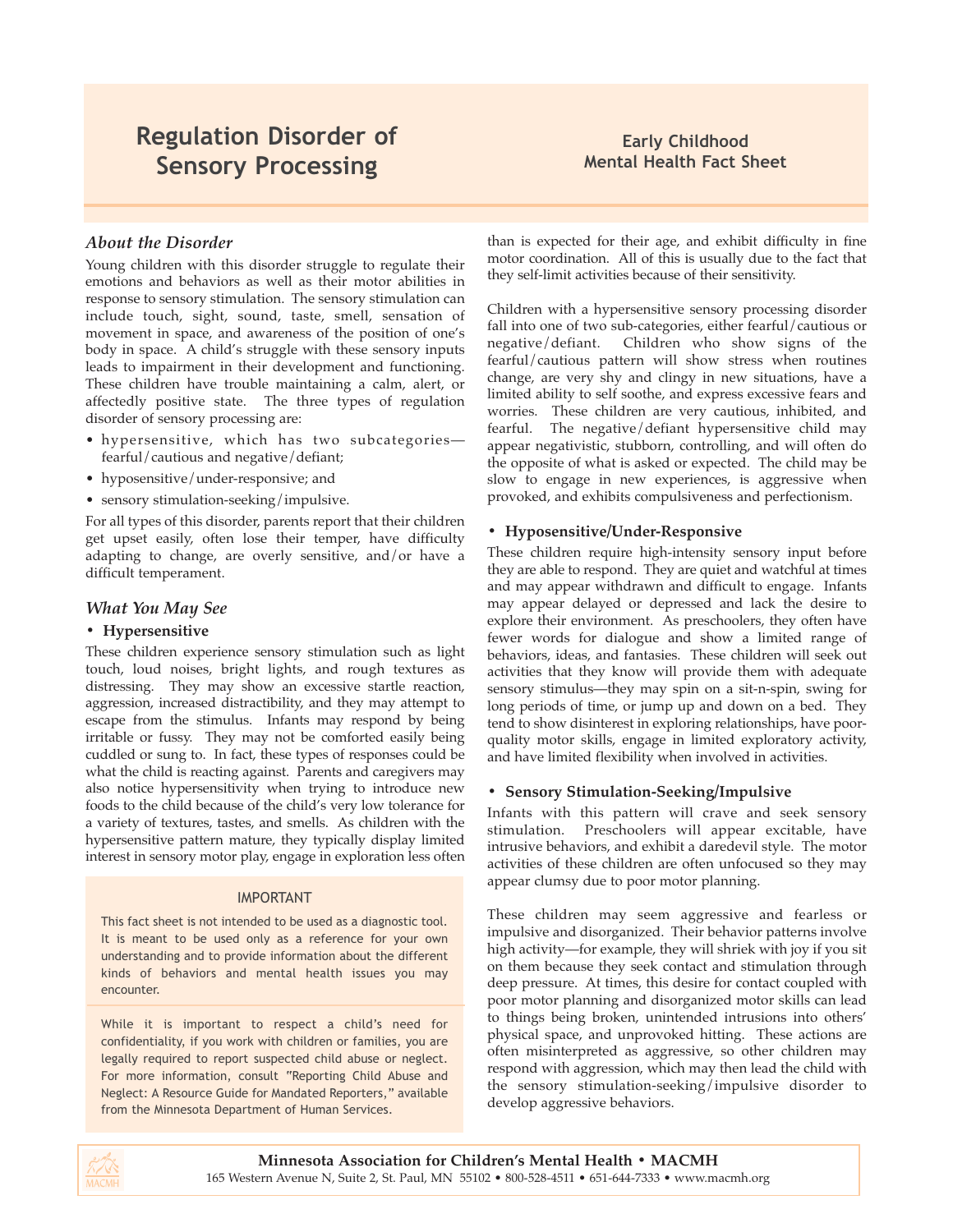# Regulation Disorder of Sensory Processing

**Early Childhood Mental Health Fact Sheet**

## *About the Disorder*

Young children with this disorder struggle to regulate their emotions and behaviors as well as their motor abilities in response to sensory stimulation. The sensory stimulation can include touch, sight, sound, taste, smell, sensation of movement in space, and awareness of the position of one's body in space. A child's struggle with these sensory inputs leads to impairment in their development and functioning. These children have trouble maintaining a calm, alert, or affectedly positive state. The three types of regulation disorder of sensory processing are:

- hypersensitive, which has two subcategories—fearful/cautious and negative/defiant;
- hyposensitive/under-responsive; and
- sensory stimulation-seeking/impulsive.

For all types of this disorder, parents report that their children get upset easily, often lose their temper, have difficulty adapting to change, are overly sensitive, and/or have a difficult temperament.

## *What You May See*

### • Hypersensitive

These children experience sensory stimulation such as light touch, loud noises, bright lights, and rough textures as distressing. They may show an excessive startle reaction, aggression, increased distractibility, and they may attempt to escape from the stimulus. Infants may respond by being irritable or fussy. They may not be comforted easily being cuddled or sung to. In fact, these types of responses could be what the child is reacting against. Parents and caregivers may also notice hypersensitivity when trying to introduce new foods to the child because of the child's very low tolerance for a variety of textures, tastes, and smells. As children with the hypersensitive pattern mature, they typically display limited interest in sensory motor play, engage in exploration less often than is expected for their age, and exhibit difficulty in fine motor coordination. All of this is usually due to the fact that they self-limit activities because of their sensitivity.

Children with a hypersensitive sensory processing disorder fall into one of two sub-categories, either fearful/cautious or negative/defiant. Children who show signs of the fearful/cautious pattern will show stress when routines change, are very shy and clingy in new situations, have a limited ability to self soothe, and express excessive fears and worries. These children are very cautious, inhibited, and fearful. The negative/defiant hypersensitive child may appear negativistic, stubborn, controlling, and will often do the opposite of what is asked or expected. The child may be slow to engage in new experiences, is aggressive when provoked, and exhibits compulsiveness and perfectionism.

### • Hyposensitive/Under-Responsive

These children require high-intensity sensory input before they are able to respond. They are quiet and watchful at times and may appear withdrawn and difficult to engage. Infants may appear delayed or depressed and lack the desire to explore their environment. As preschoolers, they often have fewer words for dialogue and show a limited range of behaviors, ideas, and fantasies. These children will seek out activities that they know will provide them with adequate sensory stimulus—they may spin on a sit-n-spin, swing for long periods of time, or jump up and down on a bed. They tend to show disinterest in exploring relationships, have poor-quality motor skills, engage in limited exploratory activity, and have limited flexibility when involved in activities.

### • Sensory Stimulation-Seeking/Impulsive

Infants with this pattern will crave and seek sensory stimulation. Preschoolers will appear excitable, have intrusive behaviors, and exhibit a daredevil style. The motor activities of these children are often unfocused so they may appear clumsy due to poor motor planning.

These children may seem aggressive and fearless or impulsive and disorganized. Their behavior patterns involve high activity—for example, they will shriek with joy if you sit on them because they seek contact and stimulation through deep pressure. At times, this desire for contact coupled with poor motor planning and disorganized motor skills can lead to things being broken, unintended intrusions into others' physical space, and unprovoked hitting. These actions are often misinterpreted as aggressive, so other children may respond with aggression, which may then lead the child with the sensory stimulation-seeking/impulsive disorder to develop aggressive behaviors.

---

**IMPORTANT**

This fact sheet is not intended to be used as a diagnostic tool. It is meant to be used only as a reference for your own understanding and to provide information about the different kinds of behaviors and mental health issues you may encounter.

While it is important to respect a child's need for confidentiality, if you work with children or families, you are legally required to report suspected child abuse or neglect. For more information, consult "Reporting Child Abuse and Neglect: A Resource Guide for Mandated Reporters," available from the Minnesota Department of Human Services.

---

**Minnesota Association for Children's Mental Health • MACMH**
165 Western Avenue N, Suite 2, St. Paul, MN 55102 • 800-528-4511 • 651-644-7333 • www.macmh.org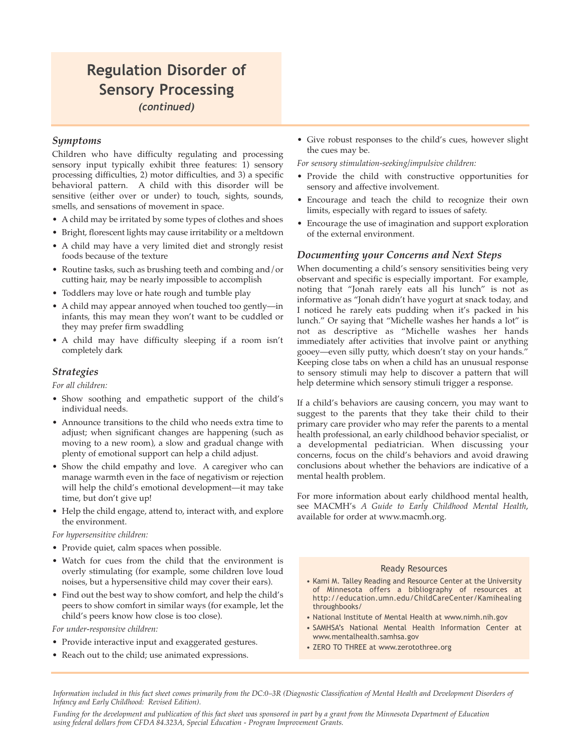# Regulation Disorder of Sensory Processing

*(continued)*

### *Symptoms*

Children who have difficulty regulating and processing sensory input typically exhibit three features: 1) sensory processing difficulties, 2) motor difficulties, and 3) a specific behavioral pattern. A child with this disorder will be sensitive (either over or under) to touch, sights, sounds, smells, and sensations of movement in space.

- A child may be irritated by some types of clothes and shoes
- Bright, florescent lights may cause irritability or a meltdown
- A child may have a very limited diet and strongly resist foods because of the texture
- Routine tasks, such as brushing teeth and combing and/or cutting hair, may be nearly impossible to accomplish
- Toddlers may love or hate rough and tumble play
- A child may appear annoyed when touched too gently—in infants, this may mean they won't want to be cuddled or they may prefer firm swaddling
- A child may have difficulty sleeping if a room isn't completely dark

### *Strategies*

*For all children:*

- Show soothing and empathetic support of the child's individual needs.
- Announce transitions to the child who needs extra time to adjust; when significant changes are happening (such as moving to a new room), a slow and gradual change with plenty of emotional support can help a child adjust.
- Show the child empathy and love. A caregiver who can manage warmth even in the face of negativism or rejection will help the child's emotional development—it may take time, but don't give up!
- Help the child engage, attend to, interact with, and explore the environment.

*For hypersensitive children:*

- Provide quiet, calm spaces when possible.
- Watch for cues from the child that the environment is overly stimulating (for example, some children love loud noises, but a hypersensitive child may cover their ears).
- Find out the best way to show comfort, and help the child's peers to show comfort in similar ways (for example, let the child's peers know how close is too close).

*For under-responsive children:*

- Provide interactive input and exaggerated gestures.
- Reach out to the child; use animated expressions.
- Give robust responses to the child's cues, however slight the cues may be.

*For sensory stimulation-seeking/impulsive children:*

- Provide the child with constructive opportunities for sensory and affective involvement.
- Encourage and teach the child to recognize their own limits, especially with regard to issues of safety.
- Encourage the use of imagination and support exploration of the external environment.

### *Documenting your Concerns and Next Steps*

When documenting a child's sensory sensitivities being very observant and specific is especially important. For example, noting that "Jonah rarely eats all his lunch" is not as informative as "Jonah didn't have yogurt at snack today, and I noticed he rarely eats pudding when it's packed in his lunch." Or saying that "Michelle washes her hands a lot" is not as descriptive as "Michelle washes her hands immediately after activities that involve paint or anything gooey—even silly putty, which doesn't stay on your hands." Keeping close tabs on when a child has an unusual response to sensory stimuli may help to discover a pattern that will help determine which sensory stimuli trigger a response.

If a child's behaviors are causing concern, you may want to suggest to the parents that they take their child to their primary care provider who may refer the parents to a mental health professional, an early childhood behavior specialist, or a developmental pediatrician. When discussing your concerns, focus on the child's behaviors and avoid drawing conclusions about whether the behaviors are indicative of a mental health problem.

For more information about early childhood mental health, see MACMH's *A Guide to Early Childhood Mental Health*, available for order at www.macmh.org.

#### Ready Resources

- Kami M. Talley Reading and Resource Center at the University of Minnesota offers a bibliography of resources at http://education.umn.edu/ChildCareCenter/Kamihealing throughbooks/
- National Institute of Mental Health at www.nimh.nih.gov
- SAMHSA's National Mental Health Information Center at www.mentalhealth.samhsa.gov
- ZERO TO THREE at www.zerotothree.org

*Information included in this fact sheet comes primarily from the DC:0–3R (Diagnostic Classification of Mental Health and Development Disorders of Infancy and Early Childhood: Revised Edition).*

*Funding for the development and publication of this fact sheet was sponsored in part by a grant from the Minnesota Department of Education using federal dollars from CFDA 84.323A, Special Education - Program Improvement Grants.*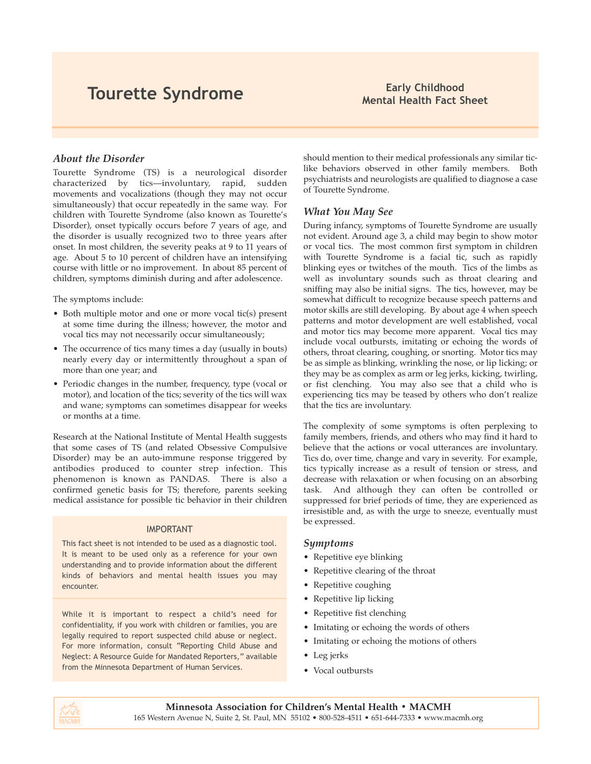# Tourette Syndrome

**Early Childhood Mental Health Fact Sheet**

## *About the Disorder*

Tourette Syndrome (TS) is a neurological disorder characterized by tics—involuntary, rapid, sudden movements and vocalizations (though they may not occur simultaneously) that occur repeatedly in the same way. For children with Tourette Syndrome (also known as Tourette's Disorder), onset typically occurs before 7 years of age, and the disorder is usually recognized two to three years after onset. In most children, the severity peaks at 9 to 11 years of age. About 5 to 10 percent of children have an intensifying course with little or no improvement. In about 85 percent of children, symptoms diminish during and after adolescence.

The symptoms include:

- Both multiple motor and one or more vocal tic(s) present at some time during the illness; however, the motor and vocal tics may not necessarily occur simultaneously;
- The occurrence of tics many times a day (usually in bouts) nearly every day or intermittently throughout a span of more than one year; and
- Periodic changes in the number, frequency, type (vocal or motor), and location of the tics; severity of the tics will wax and wane; symptoms can sometimes disappear for weeks or months at a time.

Research at the National Institute of Mental Health suggests that some cases of TS (and related Obsessive Compulsive Disorder) may be an auto-immune response triggered by antibodies produced to counter strep infection. This phenomenon is known as PANDAS. There is also a confirmed genetic basis for TS; therefore, parents seeking medical assistance for possible tic behavior in their children should mention to their medical professionals any similar tic-like behaviors observed in other family members. Both psychiatrists and neurologists are qualified to diagnose a case of Tourette Syndrome.

> IMPORTANT
>
> This fact sheet is not intended to be used as a diagnostic tool. It is meant to be used only as a reference for your own understanding and to provide information about the different kinds of behaviors and mental health issues you may encounter.
>
> While it is important to respect a child's need for confidentiality, if you work with children or families, you are legally required to report suspected child abuse or neglect. For more information, consult "Reporting Child Abuse and Neglect: A Resource Guide for Mandated Reporters," available from the Minnesota Department of Human Services.

## *What You May See*

During infancy, symptoms of Tourette Syndrome are usually not evident. Around age 3, a child may begin to show motor or vocal tics. The most common first symptom in children with Tourette Syndrome is a facial tic, such as rapidly blinking eyes or twitches of the mouth. Tics of the limbs as well as involuntary sounds such as throat clearing and sniffing may also be initial signs. The tics, however, may be somewhat difficult to recognize because speech patterns and motor skills are still developing. By about age 4 when speech patterns and motor development are well established, vocal and motor tics may become more apparent. Vocal tics may include vocal outbursts, imitating or echoing the words of others, throat clearing, coughing, or snorting. Motor tics may be as simple as blinking, wrinkling the nose, or lip licking; or they may be as complex as arm or leg jerks, kicking, twirling, or fist clenching. You may also see that a child who is experiencing tics may be teased by others who don't realize that the tics are involuntary.

The complexity of some symptoms is often perplexing to family members, friends, and others who may find it hard to believe that the actions or vocal utterances are involuntary. Tics do, over time, change and vary in severity. For example, tics typically increase as a result of tension or stress, and decrease with relaxation or when focusing on an absorbing task. And although they can often be controlled or suppressed for brief periods of time, they are experienced as irresistible and, as with the urge to sneeze, eventually must be expressed.

## *Symptoms*

- Repetitive eye blinking
- Repetitive clearing of the throat
- Repetitive coughing
- Repetitive lip licking
- Repetitive fist clenching
- Imitating or echoing the words of others
- Imitating or echoing the motions of others
- Leg jerks
- Vocal outbursts

**Minnesota Association for Children's Mental Health • MACMH**
165 Western Avenue N, Suite 2, St. Paul, MN 55102 • 800-528-4511 • 651-644-7333 • www.macmh.org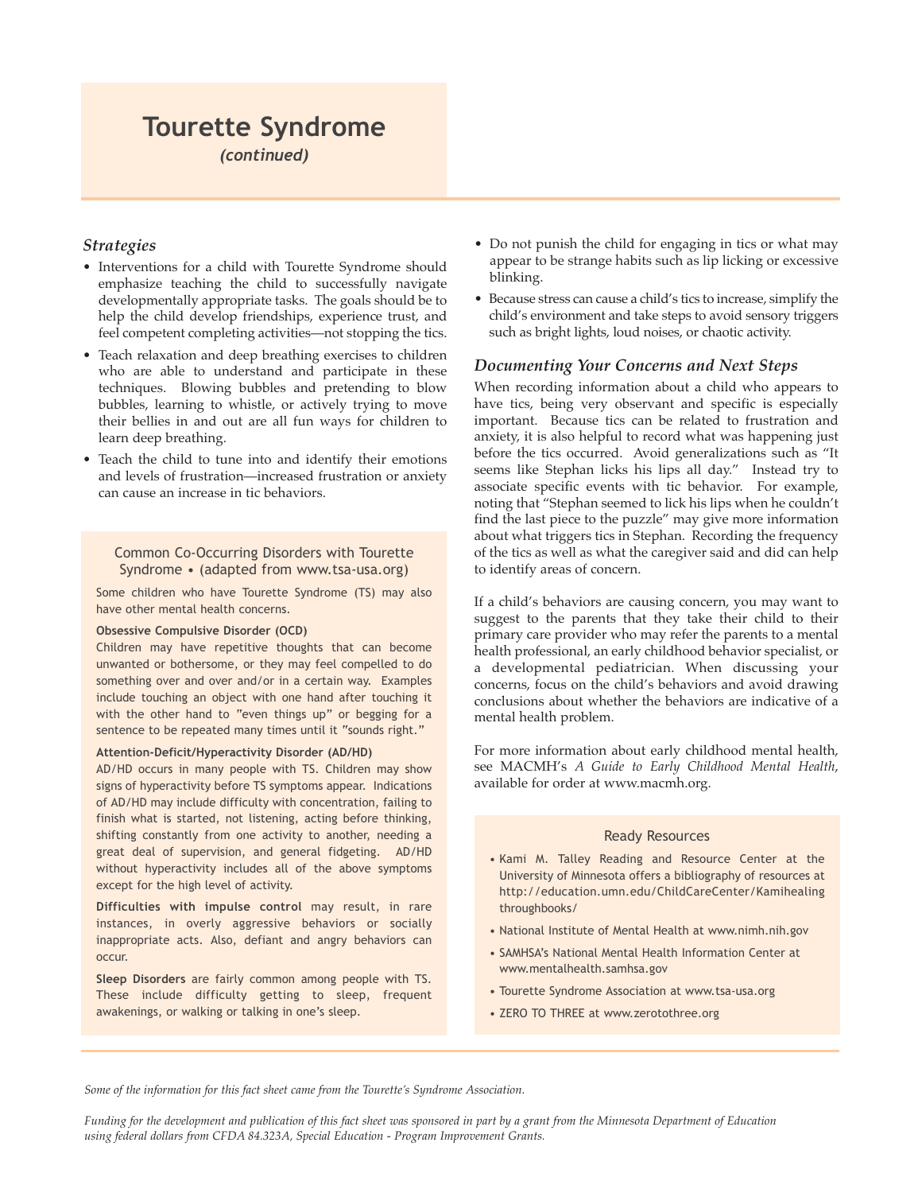# Tourette Syndrome

*(continued)*

## *Strategies*

- Interventions for a child with Tourette Syndrome should emphasize teaching the child to successfully navigate developmentally appropriate tasks. The goals should be to help the child develop friendships, experience trust, and feel competent completing activities—not stopping the tics.
- Teach relaxation and deep breathing exercises to children who are able to understand and participate in these techniques. Blowing bubbles and pretending to blow bubbles, learning to whistle, or actively trying to move their bellies in and out are all fun ways for children to learn deep breathing.
- Teach the child to tune into and identify their emotions and levels of frustration—increased frustration or anxiety can cause an increase in tic behaviors.

### Common Co-Occurring Disorders with Tourette Syndrome • (adapted from www.tsa-usa.org)

Some children who have Tourette Syndrome (TS) may also have other mental health concerns.

**Obsessive Compulsive Disorder (OCD)**

Children may have repetitive thoughts that can become unwanted or bothersome, or they may feel compelled to do something over and over and/or in a certain way. Examples include touching an object with one hand after touching it with the other hand to "even things up" or begging for a sentence to be repeated many times until it "sounds right."

**Attention-Deficit/Hyperactivity Disorder (AD/HD)**

AD/HD occurs in many people with TS. Children may show signs of hyperactivity before TS symptoms appear. Indications of AD/HD may include difficulty with concentration, failing to finish what is started, not listening, acting before thinking, shifting constantly from one activity to another, needing a great deal of supervision, and general fidgeting. AD/HD without hyperactivity includes all of the above symptoms except for the high level of activity.

**Difficulties with impulse control** may result, in rare instances, in overly aggressive behaviors or socially inappropriate acts. Also, defiant and angry behaviors can occur.

**Sleep Disorders** are fairly common among people with TS. These include difficulty getting to sleep, frequent awakenings, or walking or talking in one's sleep.

- Do not punish the child for engaging in tics or what may appear to be strange habits such as lip licking or excessive blinking.
- Because stress can cause a child's tics to increase, simplify the child's environment and take steps to avoid sensory triggers such as bright lights, loud noises, or chaotic activity.

## *Documenting Your Concerns and Next Steps*

When recording information about a child who appears to have tics, being very observant and specific is especially important. Because tics can be related to frustration and anxiety, it is also helpful to record what was happening just before the tics occurred. Avoid generalizations such as "It seems like Stephan licks his lips all day." Instead try to associate specific events with tic behavior. For example, noting that "Stephan seemed to lick his lips when he couldn't find the last piece to the puzzle" may give more information about what triggers tics in Stephan. Recording the frequency of the tics as well as what the caregiver said and did can help to identify areas of concern.

If a child's behaviors are causing concern, you may want to suggest to the parents that they take their child to their primary care provider who may refer the parents to a mental health professional, an early childhood behavior specialist, or a developmental pediatrician. When discussing your concerns, focus on the child's behaviors and avoid drawing conclusions about whether the behaviors are indicative of a mental health problem.

For more information about early childhood mental health, see MACMH's *A Guide to Early Childhood Mental Health*, available for order at www.macmh.org.

### Ready Resources

- Kami M. Talley Reading and Resource Center at the University of Minnesota offers a bibliography of resources at http://education.umn.edu/ChildCareCenter/Kamihealingthroughbooks/
- National Institute of Mental Health at www.nimh.nih.gov
- SAMHSA's National Mental Health Information Center at www.mentalhealth.samhsa.gov
- Tourette Syndrome Association at www.tsa-usa.org
- ZERO TO THREE at www.zerotothree.org

*Some of the information for this fact sheet came from the Tourette's Syndrome Association.*

*Funding for the development and publication of this fact sheet was sponsored in part by a grant from the Minnesota Department of Education using federal dollars from CFDA 84.323A, Special Education - Program Improvement Grants.*